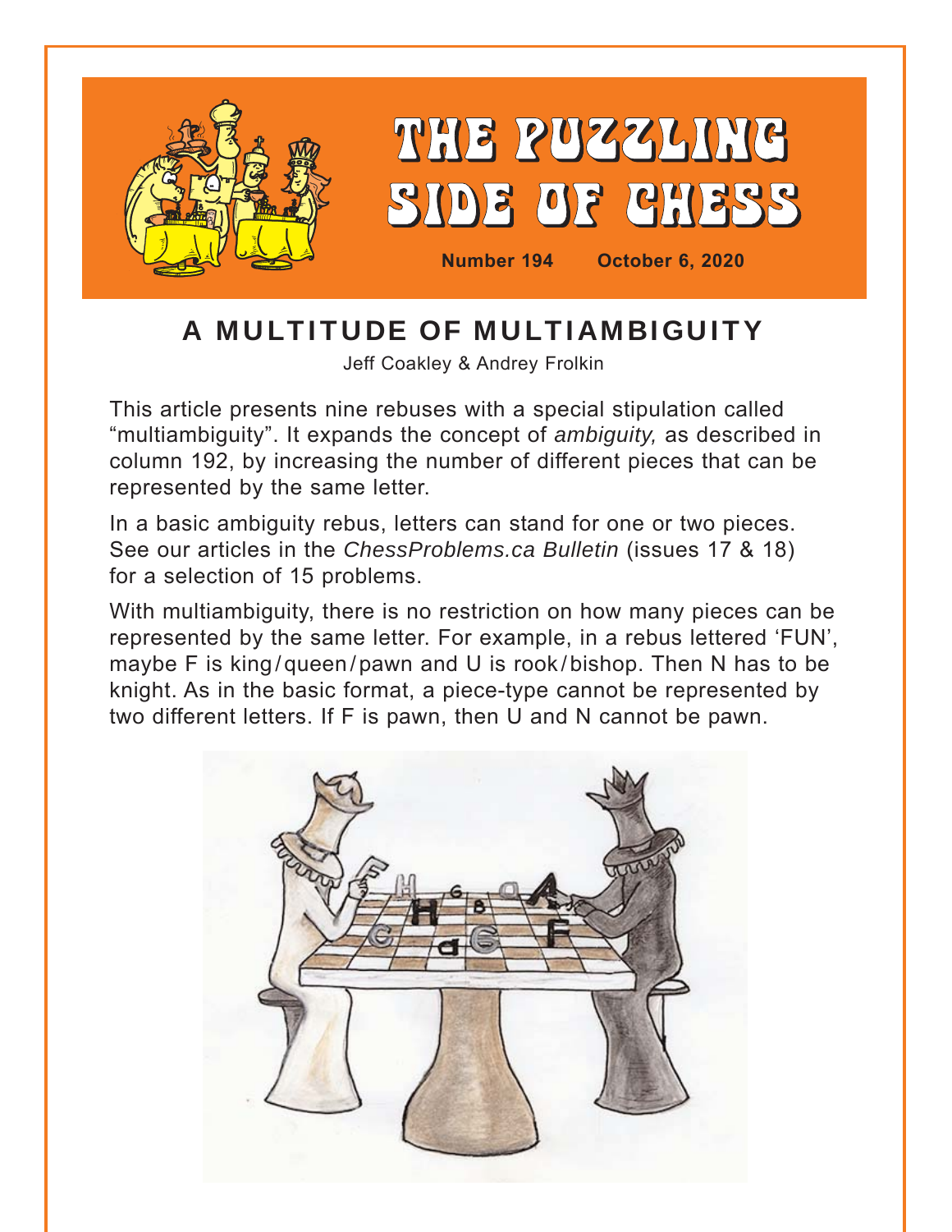# THE PUZZLING SIDE OF CHESS

**Number 194 October 6, 2020**

## A MULTITUDE OF MULTIAMBIGUITY

Jeff Coakley & Andrey Frolkin

This article presents nine rebuses with a special stipulation called "multiambiguity". It expands the concept of *ambiguity,* as described in column 192, by increasing the number of different pieces that can be represented by the same letter.

In a basic ambiguity rebus, letters can stand for one or two pieces. See our articles in the *ChessProblems.ca Bulletin* (issues 17 & 18) for a selection of 15 problems.

With multiambiguity, there is no restriction on how many pieces can be represented by the same letter. For example, in a rebus lettered 'FUN', maybe F is king/queen/pawn and U is rook/bishop. Then N has to be knight. As in the basic format, a piece-type cannot be represented by two different letters. If F is pawn, then U and N cannot be pawn.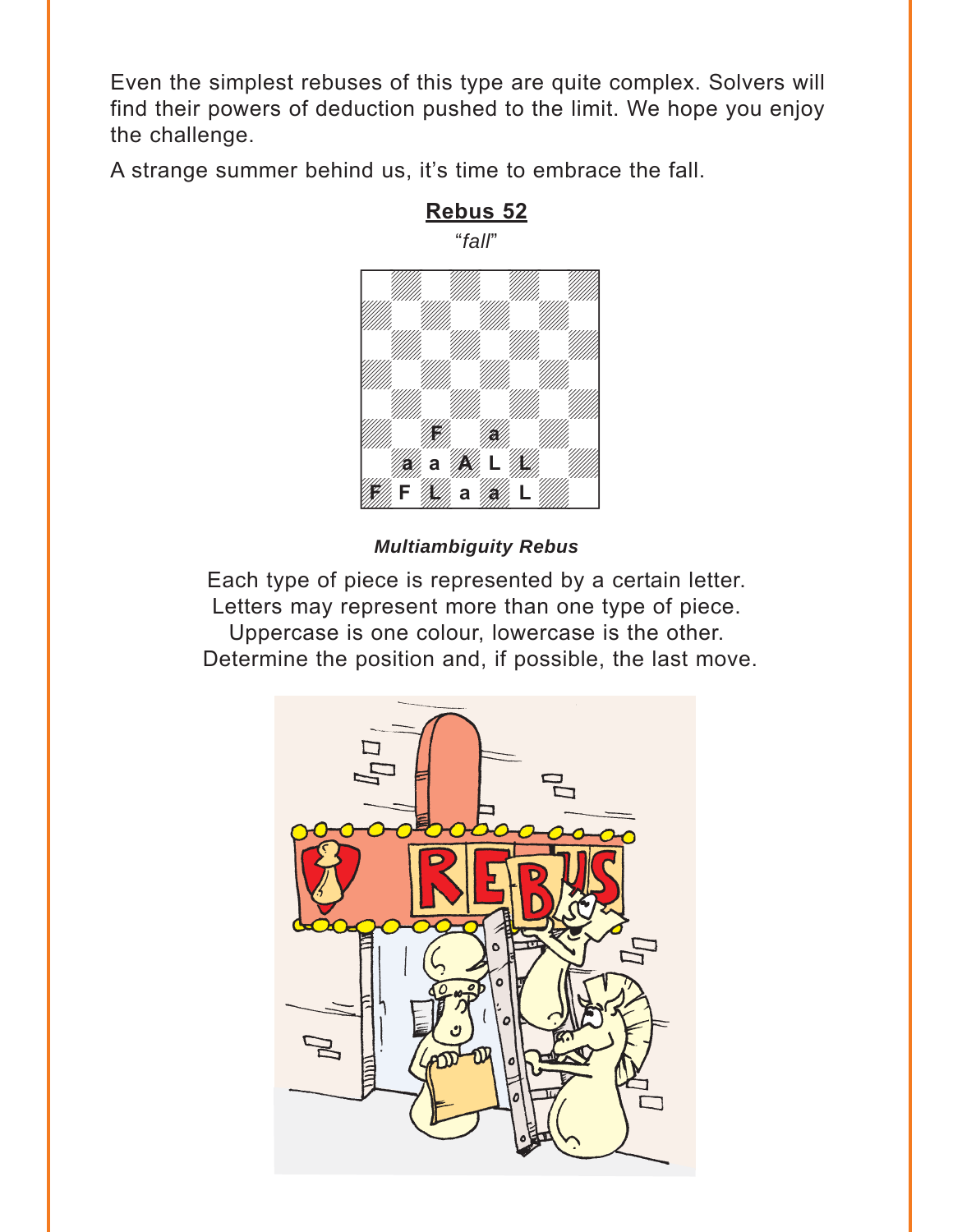Even the simplest rebuses of this type are quite complex. Solvers will find their powers of deduction pushed to the limit. We hope you enjoy the challenge.

A strange summer behind us, it's time to embrace the fall.

## Rebus 52

*"fall"*

| | a | b | c | d | e | f | g | h |
|---|---|---|---|---|---|---|---|---|
| 8 | | | | | | | | |
| 7 | | | | | | | | |
| 6 | | | | | | | | |
| 5 | | | | | | | | |
| 4 | | | | | | | | |
| 3 | | | F | | a | | | |
| 2 | | a | a | A | L | L | | |
| 1 | F | F | L | a | a | L | | |

***Multiambiguity Rebus***

Each type of piece is represented by a certain letter.
Letters may represent more than one type of piece.
Uppercase is one colour, lowercase is the other.
Determine the position and, if possible, the last move.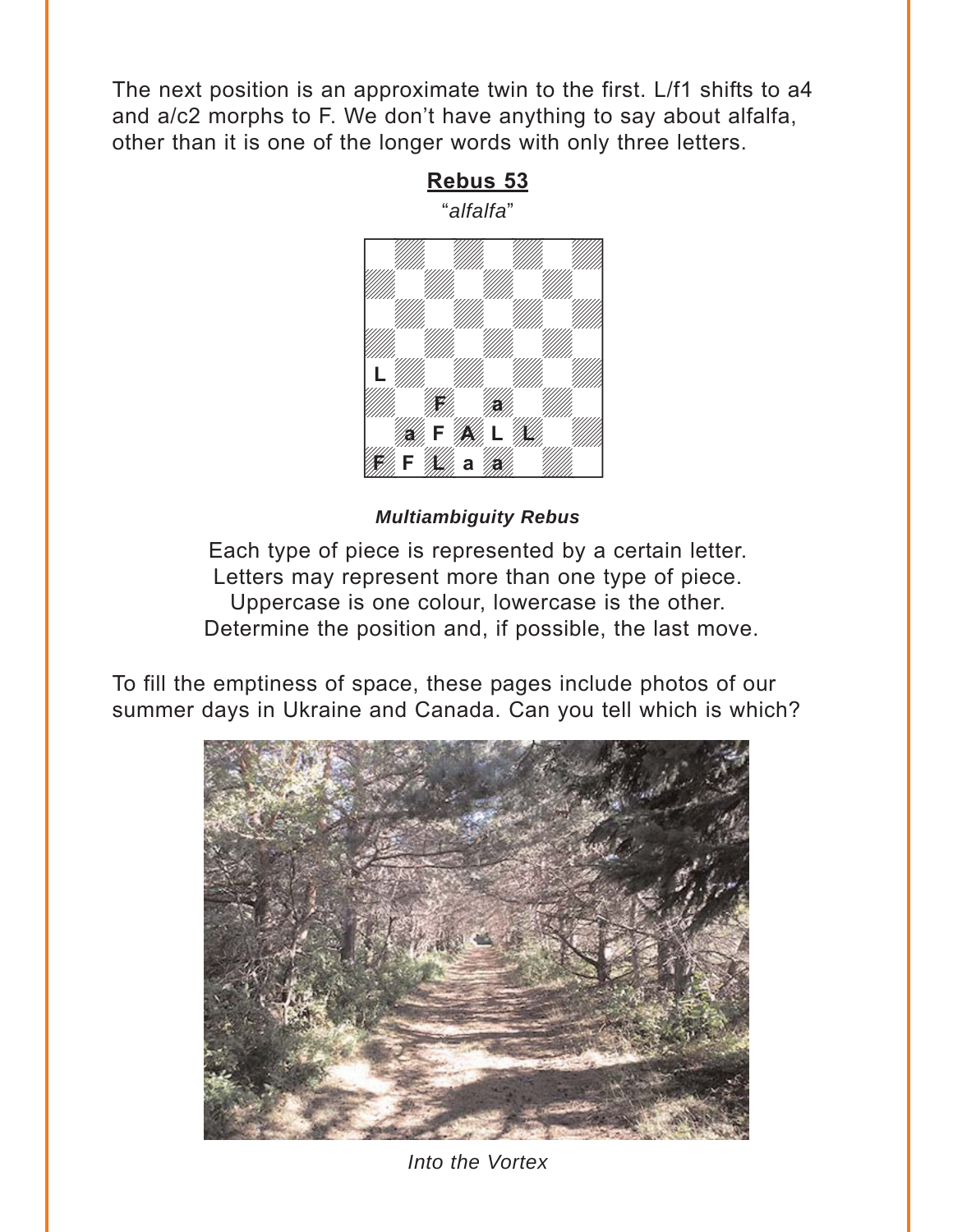The next position is an approximate twin to the first. L/f1 shifts to a4 and a/c2 morphs to F. We don't have anything to say about alfalfa, other than it is one of the longer words with only three letters.

**Rebus 53**

"*alfalfa*"

| | a | b | c | d | e | f | g | h |
|---|---|---|---|---|---|---|---|---|
| 8 | | | | | | | | |
| 7 | | | | | | | | |
| 6 | | | | | | | | |
| 5 | | | | | | | | |
| 4 | L | | | | | | | |
| 3 | | | F | | a | | | |
| 2 | | a | F | A | L | L | | |
| 1 | F | F | L | a | a | | | |

***Multiambiguity Rebus***

Each type of piece is represented by a certain letter.
Letters may represent more than one type of piece.
Uppercase is one colour, lowercase is the other.
Determine the position and, if possible, the last move.

To fill the emptiness of space, these pages include photos of our summer days in Ukraine and Canada. Can you tell which is which?

*Into the Vortex*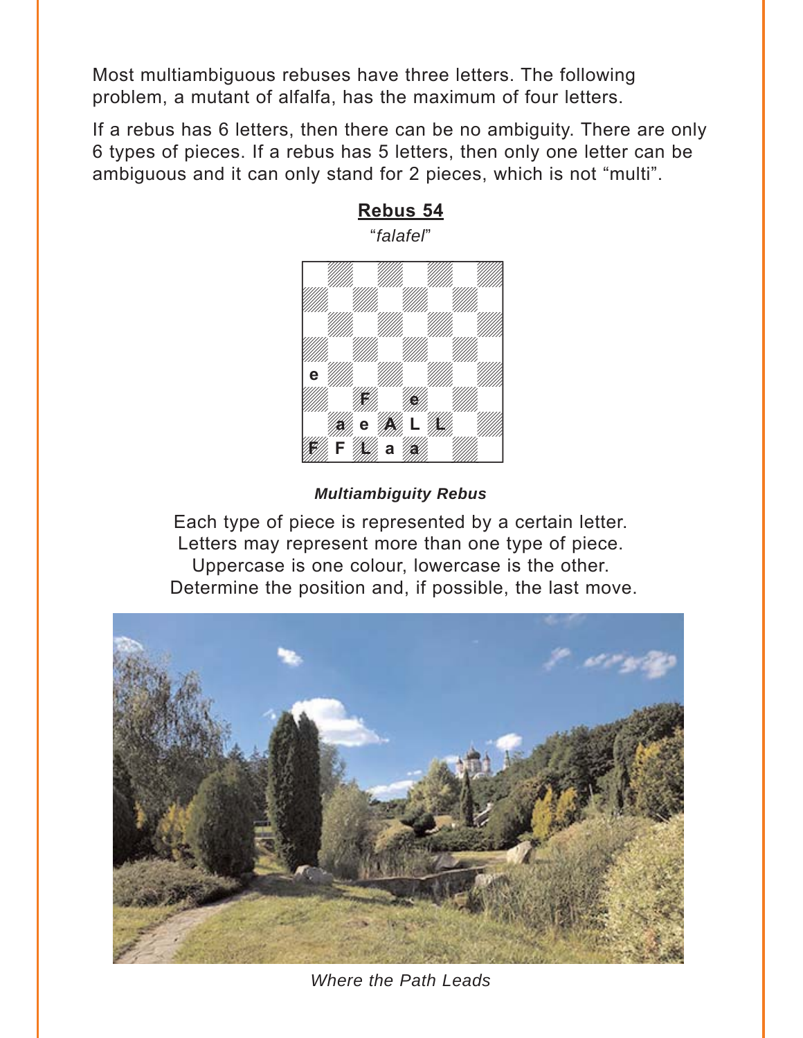Most multiambiguous rebuses have three letters. The following problem, a mutant of alfalfa, has the maximum of four letters.

If a rebus has 6 letters, then there can be no ambiguity. There are only 6 types of pieces. If a rebus has 5 letters, then only one letter can be ambiguous and it can only stand for 2 pieces, which is not "multi".

## Rebus 54

*"falafel"*

|   | a | b | c | d | e | f | g | h |
|---|---|---|---|---|---|---|---|---|
| 8 |   |   |   |   |   |   |   |   |
| 7 |   |   |   |   |   |   |   |   |
| 6 |   |   |   |   |   |   |   |   |
| 5 |   |   |   |   |   |   |   |   |
| 4 | e |   |   |   |   |   |   |   |
| 3 |   |   | F |   | e |   |   |   |
| 2 |   | a | e | A | L | L |   |   |
| 1 | F | F | L | a | a |   |   |   |

***Multiambiguity Rebus***

Each type of piece is represented by a certain letter.
Letters may represent more than one type of piece.
Uppercase is one colour, lowercase is the other.
Determine the position and, if possible, the last move.

*Where the Path Leads*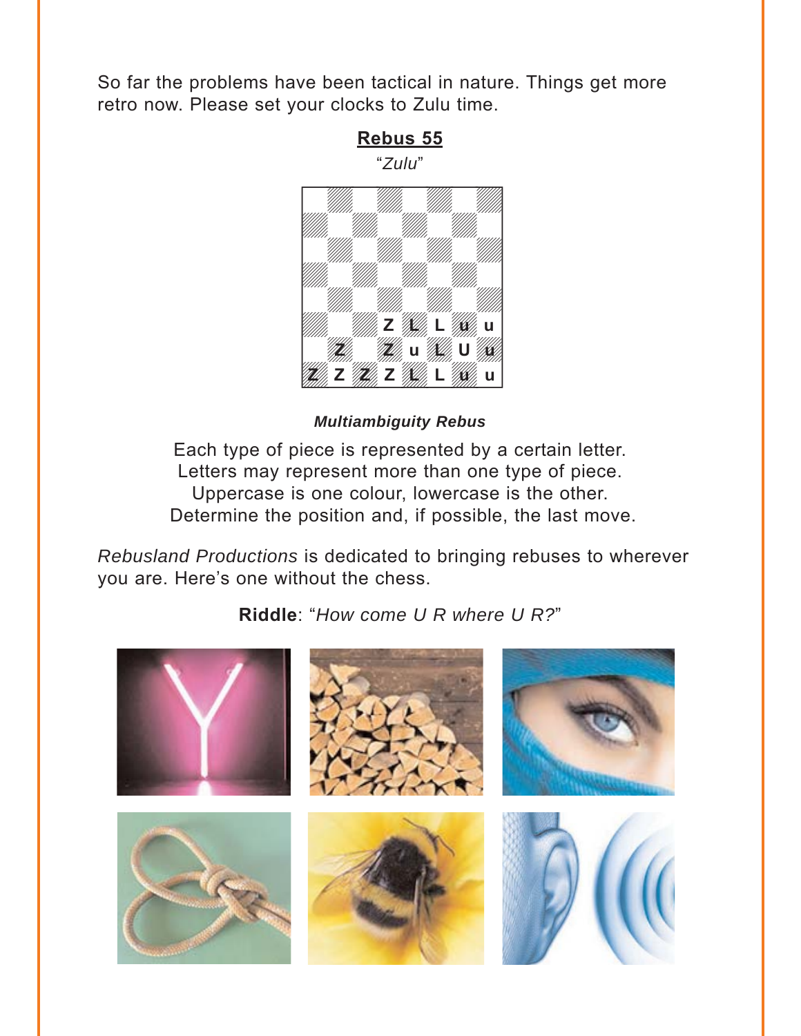So far the problems have been tactical in nature. Things get more retro now. Please set your clocks to Zulu time.

## Rebus 55

*"Zulu"*

|   |   |   |   |   |   |   |   |
|---|---|---|---|---|---|---|---|
|   |   |   |   |   |   |   |   |
|   |   |   |   |   |   |   |   |
|   |   |   |   |   |   |   |   |
|   |   |   |   |   |   |   |   |
|   |   |   |   |   |   |   |   |
|   |   |   | Z | L | L | u | u |
|   | Z |   | Z | u | L | U | u |
| Z | Z | Z | Z | L | L | u | u |

***Multiambiguity Rebus***

Each type of piece is represented by a certain letter.
Letters may represent more than one type of piece.
Uppercase is one colour, lowercase is the other.
Determine the position and, if possible, the last move.

*Rebusland Productions* is dedicated to bringing rebuses to wherever you are. Here's one without the chess.

**Riddle**: "*How come U R where U R?*"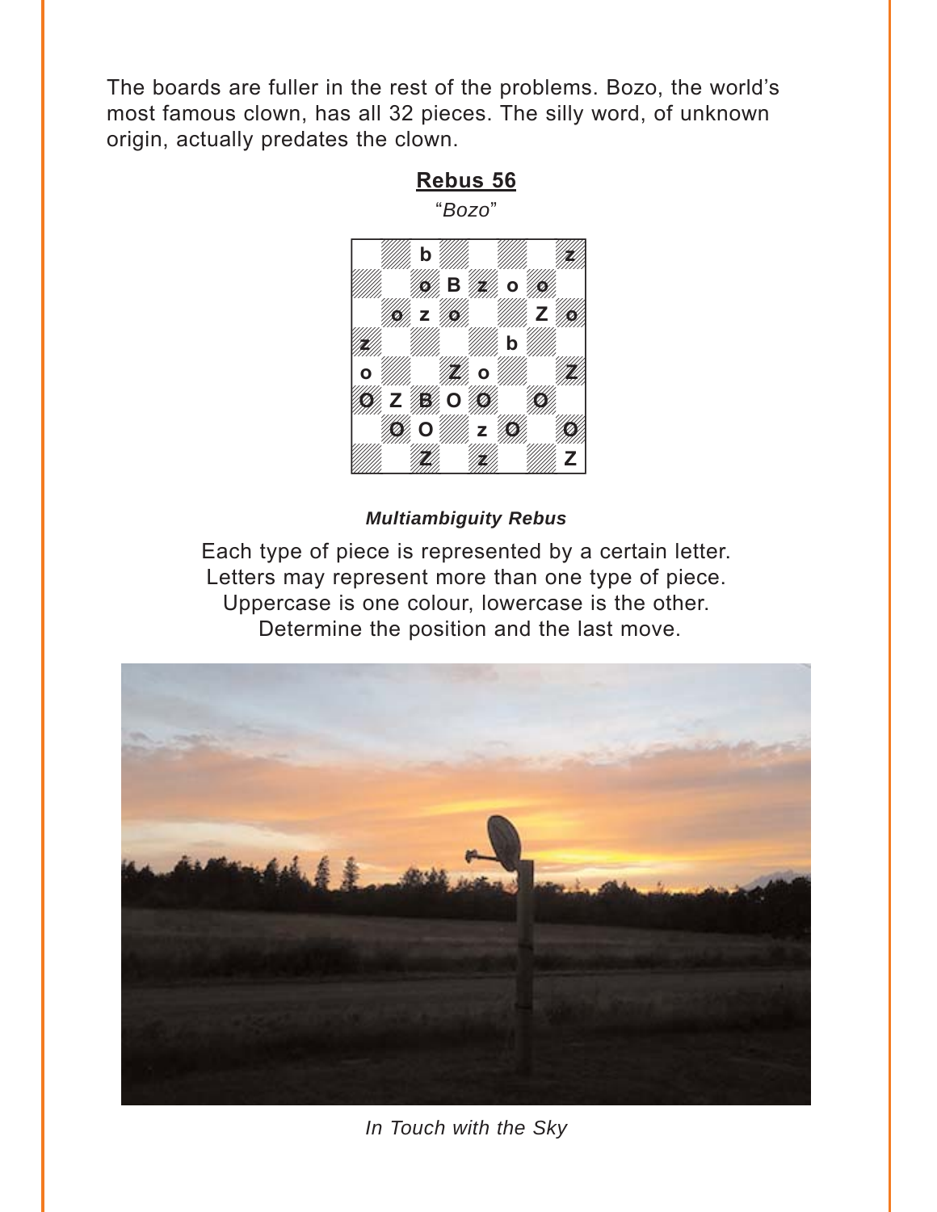The boards are fuller in the rest of the problems. Bozo, the world's most famous clown, has all 32 pieces. The silly word, of unknown origin, actually predates the clown.

## Rebus 56

*"Bozo"*

|   |   |   |   |   |   |   |   |
|---|---|---|---|---|---|---|---|
|   |   | b |   |   |   |   | z |
|   |   | o | B | z | o | o |   |
|   | o | z | o |   |   | Z | o |
| z |   |   |   |   | b |   |   |
| o |   |   | Z | o |   |   | Z |
| O | Z | B | O | O |   | O |   |
|   | O | O |   | z | O |   | O |
|   |   | Z |   | z |   |   | Z |

***Multiambiguity Rebus***

Each type of piece is represented by a certain letter.
Letters may represent more than one type of piece.
Uppercase is one colour, lowercase is the other.
Determine the position and the last move.

*In Touch with the Sky*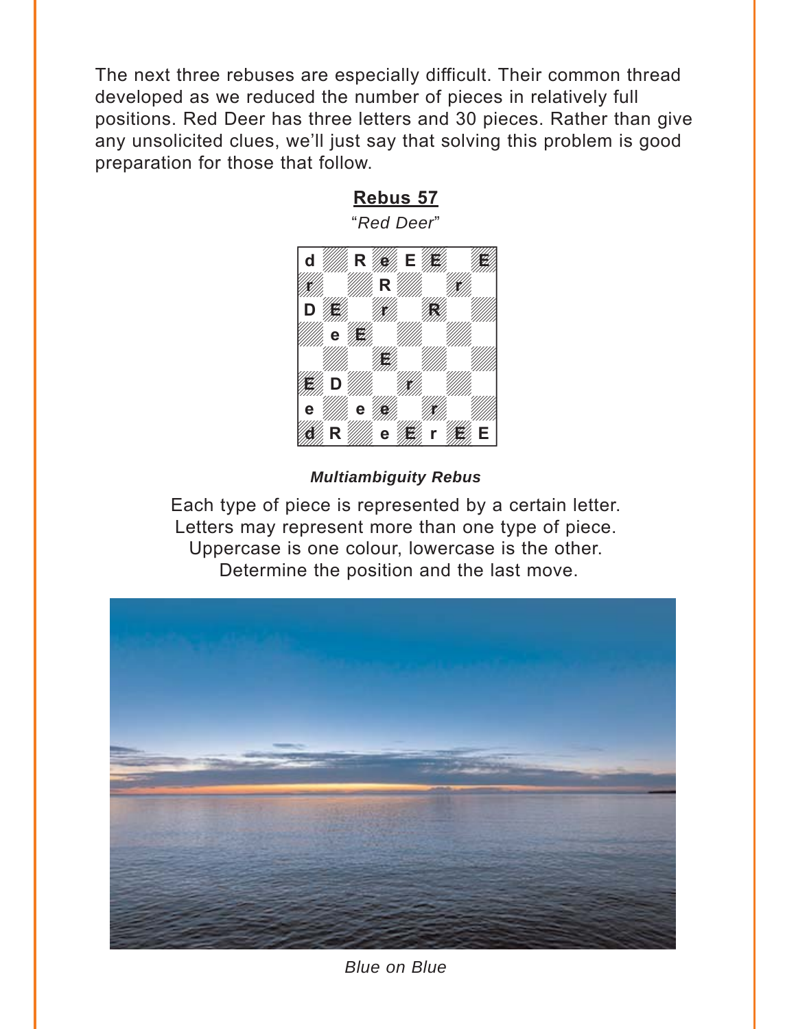The next three rebuses are especially difficult. Their common thread developed as we reduced the number of pieces in relatively full positions. Red Deer has three letters and 30 pieces. Rather than give any unsolicited clues, we'll just say that solving this problem is good preparation for those that follow.

## Rebus 57

*"Red Deer"*

| | | | | | | | |
|---|---|---|---|---|---|---|---|
| d | | R | e | E | E | | E |
| r | | | R | | | r | |
| D | E | | r | | R | | |
| | e | E | | | | | |
| | | | E | | | | |
| E | D | | | r | | | |
| e | | e | e | | r | | |
| d | R | | e | E | r | E | E |

***Multiambiguity Rebus***

Each type of piece is represented by a certain letter.
Letters may represent more than one type of piece.
Uppercase is one colour, lowercase is the other.
Determine the position and the last move.

*Blue on Blue*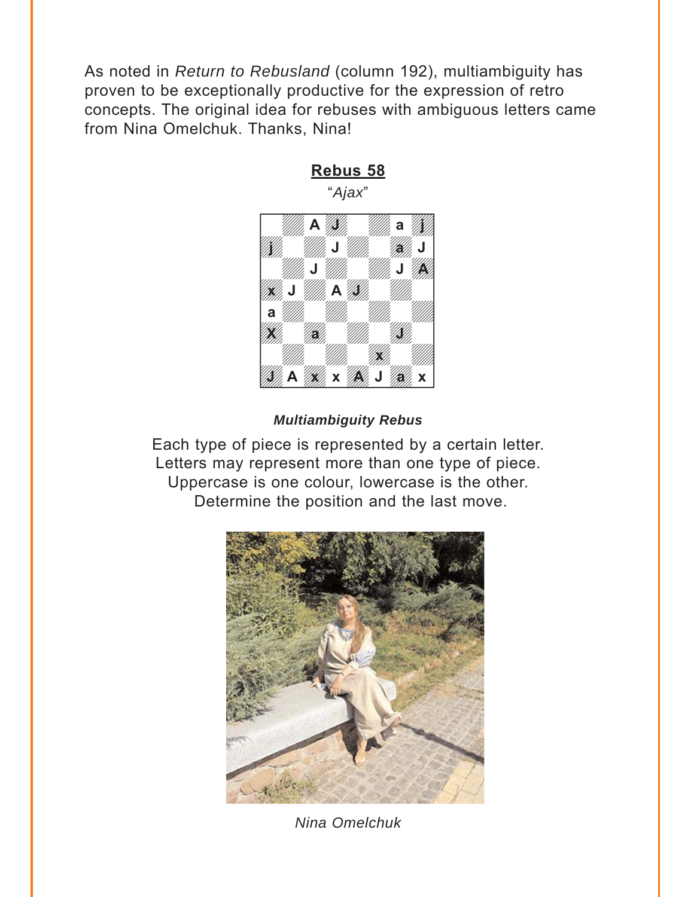As noted in *Return to Rebusland* (column 192), multiambiguity has proven to be exceptionally productive for the expression of retro concepts. The original idea for rebuses with ambiguous letters came from Nina Omelchuk. Thanks, Nina!

## Rebus 58

*"Ajax"*

***Multiambiguity Rebus***

Each type of piece is represented by a certain letter.
Letters may represent more than one type of piece.
Uppercase is one colour, lowercase is the other.
Determine the position and the last move.

*Nina Omelchuk*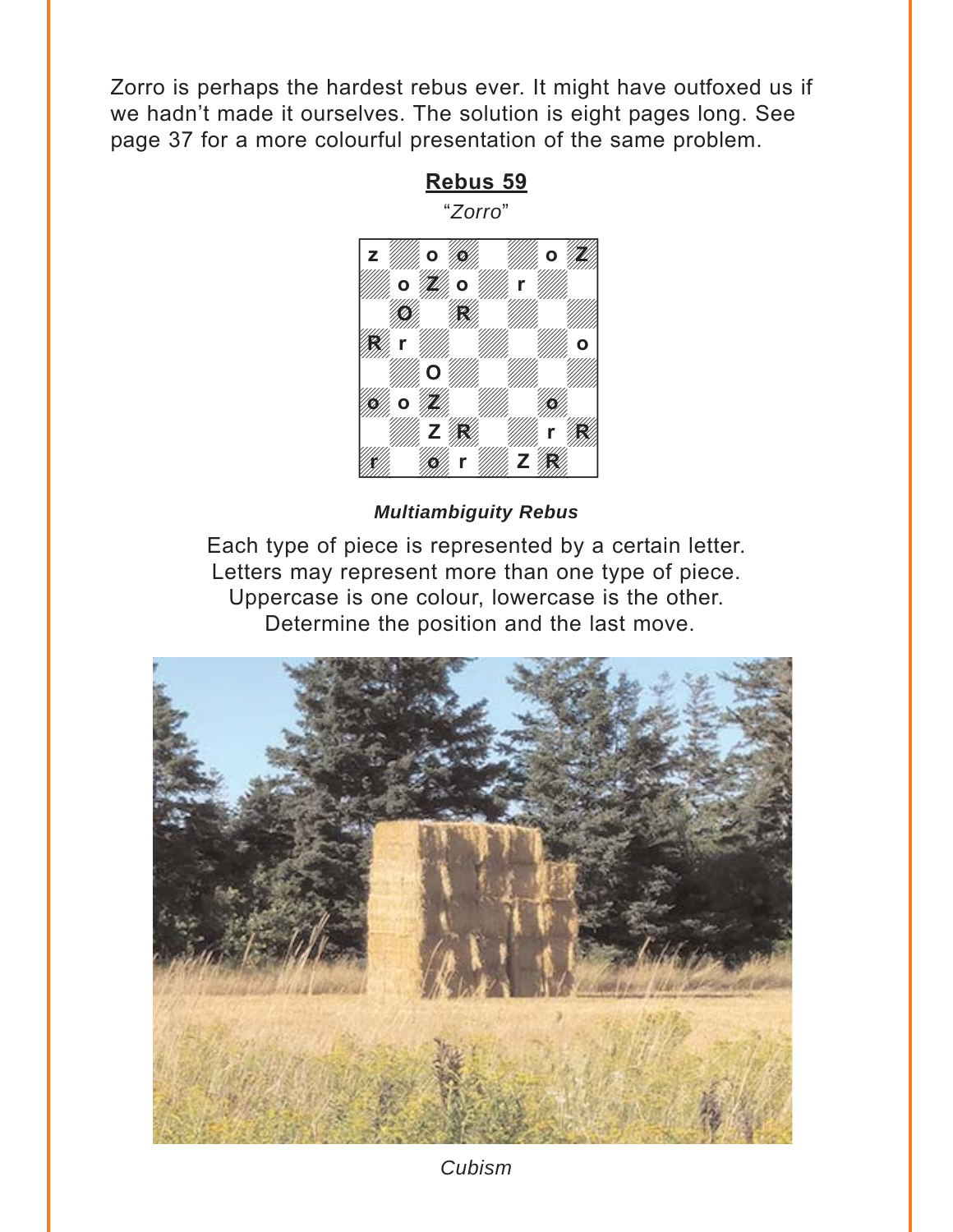Zorro is perhaps the hardest rebus ever. It might have outfoxed us if we hadn't made it ourselves. The solution is eight pages long. See page 37 for a more colourful presentation of the same problem.

## Rebus 59

*"Zorro"*

| | a | b | c | d | e | f | g | h |
|---|---|---|---|---|---|---|---|---|
| 8 | z | | o | o | | | o | Z |
| 7 | | o | Z | o | | r | | |
| 6 | | O | | R | | | | |
| 5 | R | r | | | | | | o |
| 4 | | | O | | | | | |
| 3 | o | o | Z | | | | o | |
| 2 | | | Z | R | | | r | R |
| 1 | r | | o | r | | Z | R | |

***Multiambiguity Rebus***

Each type of piece is represented by a certain letter.
Letters may represent more than one type of piece.
Uppercase is one colour, lowercase is the other.
Determine the position and the last move.

*Cubism*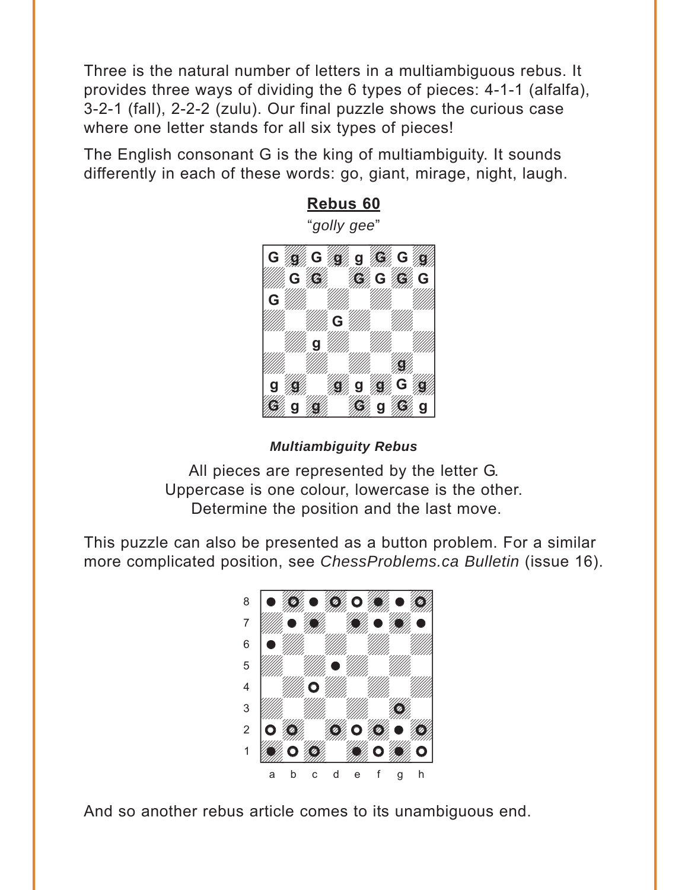Three is the natural number of letters in a multiambiguous rebus. It provides three ways of dividing the 6 types of pieces: 4-1-1 (alfalfa), 3-2-1 (fall), 2-2-2 (zulu). Our final puzzle shows the curious case where one letter stands for all six types of pieces!

The English consonant G is the king of multiambiguity. It sounds differently in each of these words: go, giant, mirage, night, laugh.

## Rebus 60

*"golly gee"*

| | a | b | c | d | e | f | g | h |
|---|---|---|---|---|---|---|---|---|
| 8 | G | g | G | g | g | G | G | g |
| 7 | | G | G | | G | G | G | G |
| 6 | G | | | | | | | |
| 5 | | | | G | | | | |
| 4 | | | g | | | | | |
| 3 | | | | | | | g | |
| 2 | g | g | | g | g | g | G | g |
| 1 | G | g | g | | G | g | G | g |

***Multiambiguity Rebus***

All pieces are represented by the letter G.
Uppercase is one colour, lowercase is the other.
Determine the position and the last move.

This puzzle can also be presented as a button problem. For a similar more complicated position, see *ChessProblems.ca Bulletin* (issue 16).

| | a | b | c | d | e | f | g | h |
|---|---|---|---|---|---|---|---|---|
| 8 | ● | ○ | ● | ○ | ○ | ● | ● | ○ |
| 7 | | ● | ● | | ● | ● | ● | ● |
| 6 | ● | | | | | | | |
| 5 | | | | ● | | | | |
| 4 | | | ○ | | | | | |
| 3 | | | | | | | ○ | |
| 2 | ○ | ○ | | ○ | ○ | ○ | ● | ○ |
| 1 | ● | ○ | ○ | | ● | ○ | ● | ○ |

And so another rebus article comes to its unambiguous end.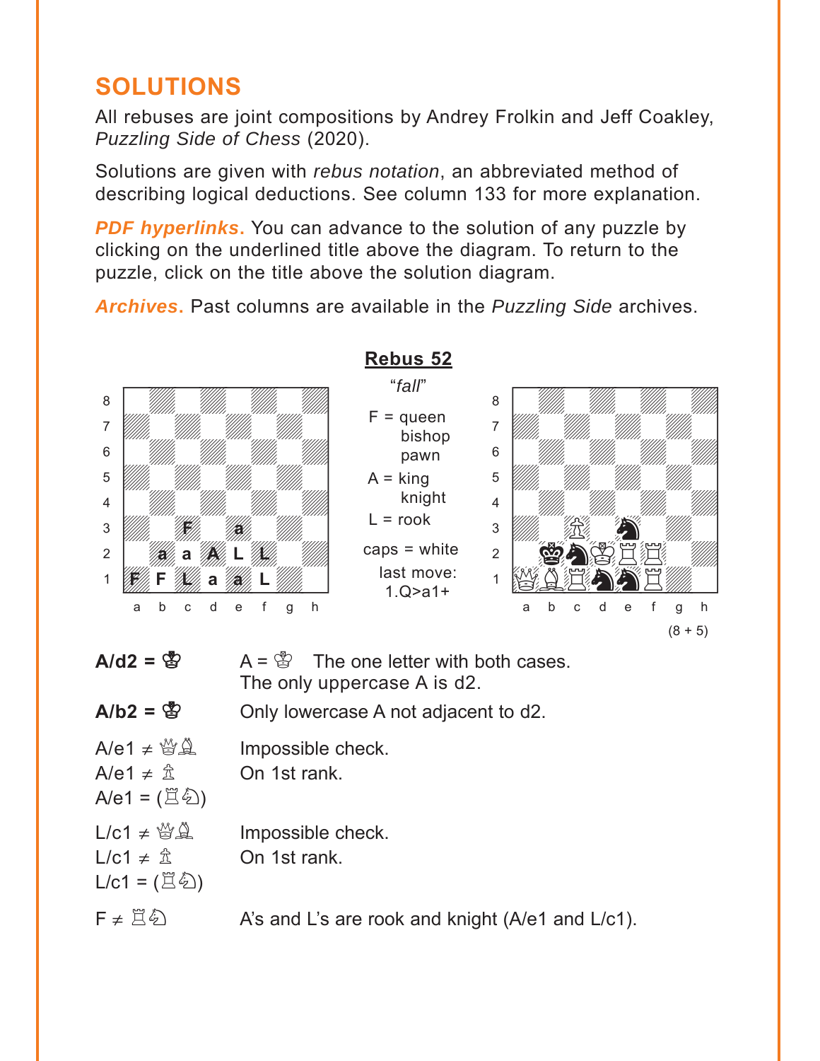## SOLUTIONS

All rebuses are joint compositions by Andrey Frolkin and Jeff Coakley, *Puzzling Side of Chess* (2020).

Solutions are given with *rebus notation*, an abbreviated method of describing logical deductions. See column 133 for more explanation.

***PDF hyperlinks.*** You can advance to the solution of any puzzle by clicking on the underlined title above the diagram. To return to the puzzle, click on the title above the solution diagram.

***Archives.*** Past columns are available in the *Puzzling Side* archives.

### Rebus 52

"*fall*"

F = queen, bishop, pawn
A = king, knight
L = rook

caps = white

last move: 1.Q>a1+

(8 + 5)

| | |
|---|---|
| **A/d2 = ♔** | A = ♔ The one letter with both cases. The only uppercase A is d2. |
| **A/b2 = ♚** | Only lowercase A not adjacent to d2. |
| A/e1 ≠ ♕♗ | Impossible check. |
| A/e1 ≠ ♙ | On 1st rank. |
| A/e1 = (♖♘) | |
| L/c1 ≠ ♕♗ | Impossible check. |
| L/c1 ≠ ♙ | On 1st rank. |
| L/c1 = (♖♘) | |
| F ≠ ♖♘ | A's and L's are rook and knight (A/e1 and L/c1). |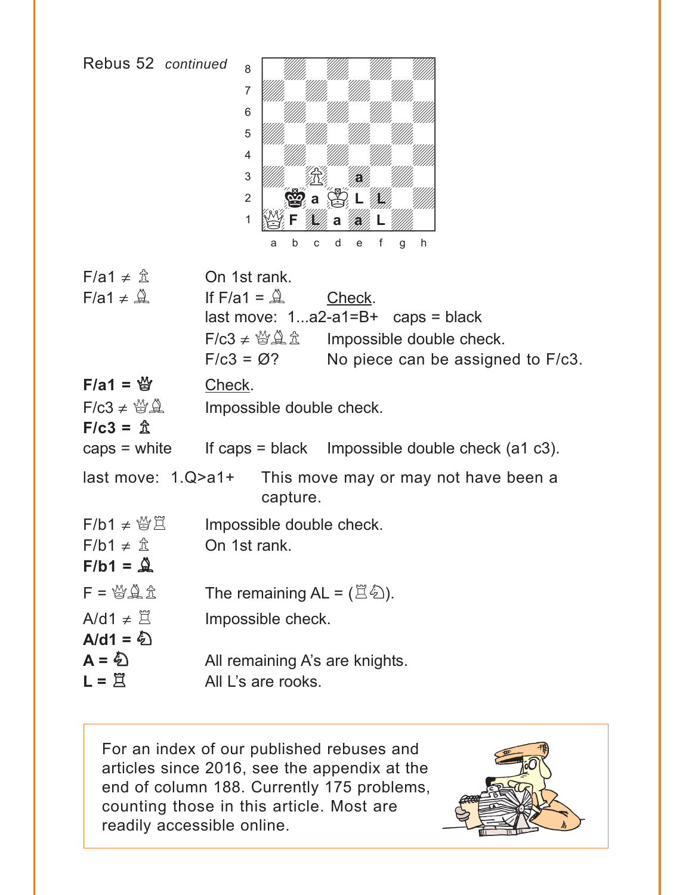Rebus 52 *continued*

| | |
|---|---|
| 8 | |
| 7 | |
| 6 | |
| 5 | |
| 4 | |
| 3 | c3: ♙, e3: a |
| 2 | b2: ♚, c2: a, d2: ♔, e2: L, f2: L |
| 1 | a1: ♕, b1: F, c1: L, d1: a, e1: a, f1: L |

F/a1 ≠ ♙ — On 1st rank.

F/a1 ≠ ♗ — If F/a1 = ♗ — Check.
last move: 1...a2-a1=B+ — caps = black
F/c3 ≠ ♕♗♙ — Impossible double check.
F/c3 = Ø? — No piece can be assigned to F/c3.

**F/a1 = ♛** — Check.

F/c3 ≠ ♕♗ — Impossible double check.

**F/c3 = ♙**

caps = white — If caps = black — Impossible double check (a1 c3).

last move: 1.Q>a1+ — This move may or may not have been a capture.

F/b1 ≠ ♕♖ — Impossible double check.

F/b1 ≠ ♙ — On 1st rank.

**F/b1 = ♝**

F = ♕♗♙ — The remaining AL = (♖♘).

A/d1 ≠ ♖ — Impossible check.

**A/d1 = ♘**

**A = ♘** — All remaining A's are knights.

**L = ♖** — All L's are rooks.

For an index of our published rebuses and articles since 2016, see the appendix at the end of column 188. Currently 175 problems, counting those in this article. Most are readily accessible online.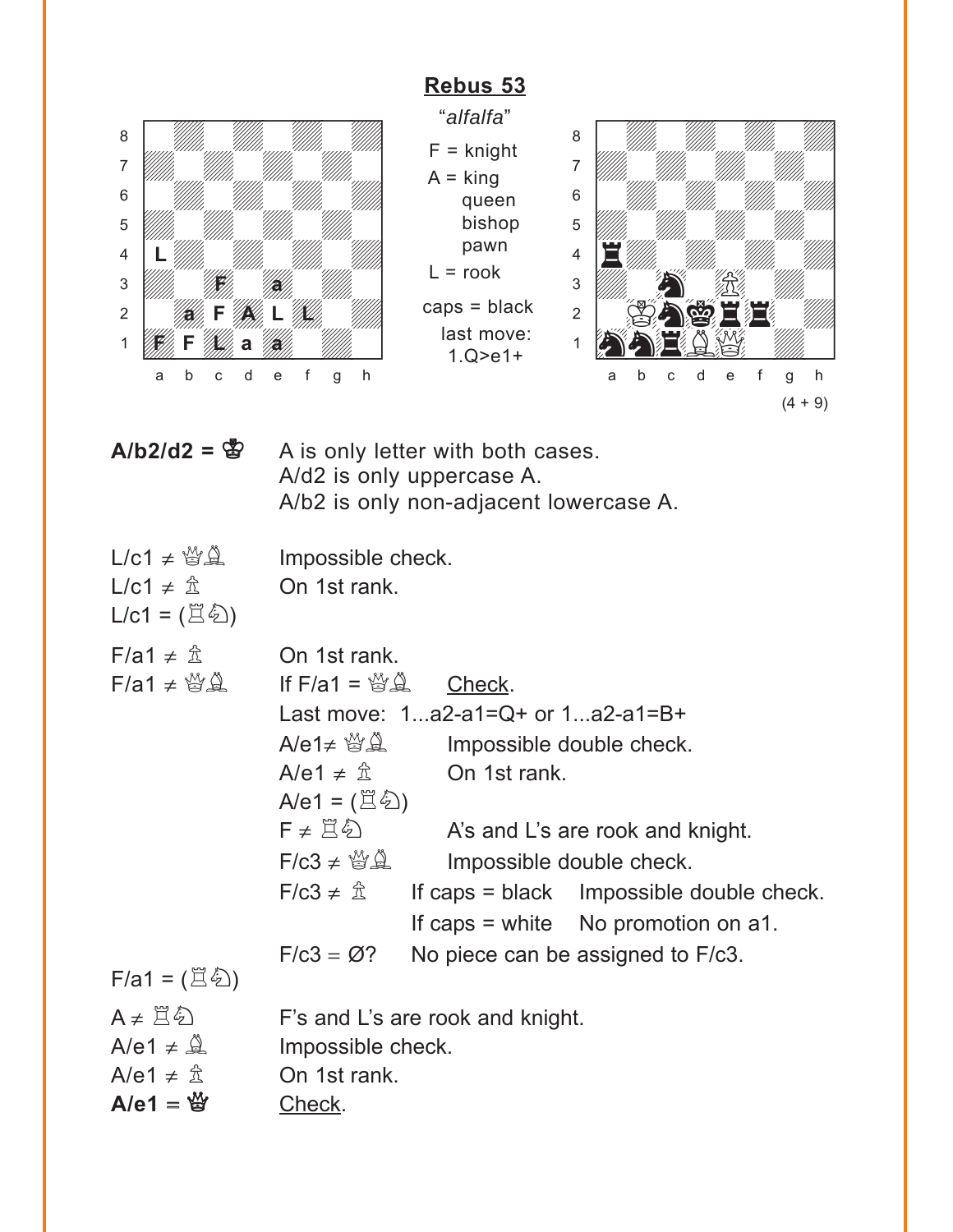## Rebus 53

"*alfalfa*"

F = knight
A = king
queen
bishop
pawn
L = rook

caps = black

last move:
1.Q>e1+

Left diagram (letters):

| | a | b | c | d | e | f | g | h |
|---|---|---|---|---|---|---|---|---|
| 8 | | | | | | | | |
| 7 | | | | | | | | |
| 6 | | | | | | | | |
| 5 | | | | | | | | |
| 4 | L | | | | | | | |
| 3 | | | F | | a | | | |
| 2 | | a | F | A | L | L | | |
| 1 | F | F | L | a | a | | | |

Right diagram (solution): White: Kb2, Bd1, Qe1, Pe3; Black: Ra4, Nc3, Nc2, Kd2, Re2, Rf2, Na1, Nb1, Rc1.

(4 + 9)

**A/b2/d2 = ♔** A is only letter with both cases.
A/d2 is only uppercase A.
A/b2 is only non-adjacent lowercase A.

L/c1 ≠ ♕♗ Impossible check.
L/c1 ≠ ♙ On 1st rank.
L/c1 = (♖♘)

F/a1 ≠ ♙ On 1st rank.
F/a1 ≠ ♕♗ If F/a1 = ♕♗ Check.
Last move: 1...a2-a1=Q+ or 1...a2-a1=B+
A/e1≠ ♕♗ Impossible double check.
A/e1 ≠ ♙ On 1st rank.
A/e1 = (♖♘)
F ≠ ♖♘ A's and L's are rook and knight.
F/c3 ≠ ♕♗ Impossible double check.
F/c3 ≠ ♙ If caps = black Impossible double check.
If caps = white No promotion on a1.
F/c3 = Ø? No piece can be assigned to F/c3.
F/a1 = (♖♘)

A ≠ ♖♘ F's and L's are rook and knight.
A/e1 ≠ ♗ Impossible check.
A/e1 ≠ ♙ On 1st rank.
**A/e1 = ♕** Check.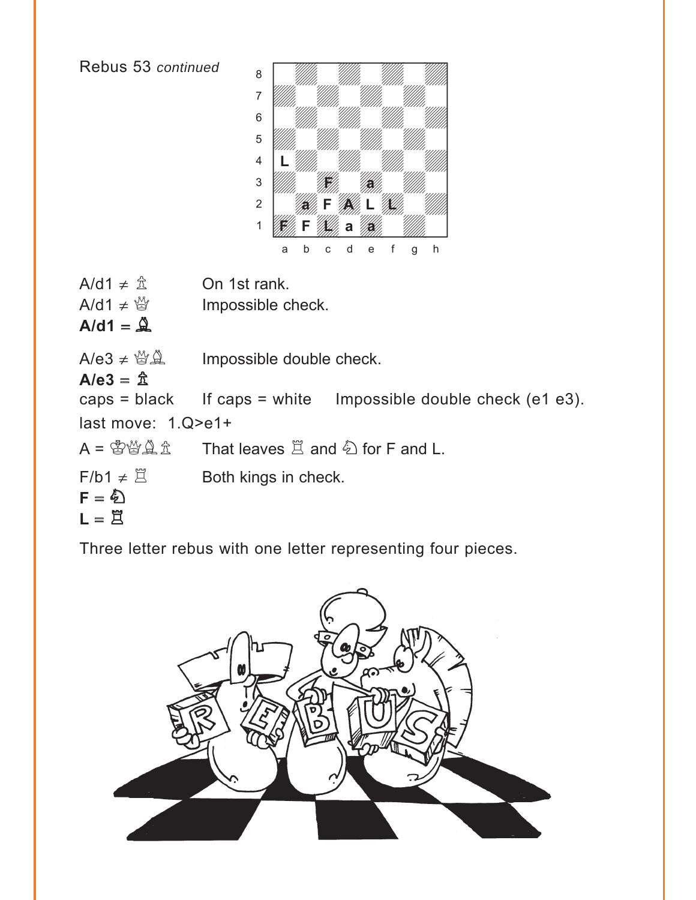Rebus 53 *continued*

| | a | b | c | d | e | f | g | h |
|---|---|---|---|---|---|---|---|---|
| 8 | | | | | | | | |
| 7 | | | | | | | | |
| 6 | | | | | | | | |
| 5 | | | | | | | | |
| 4 | L | | | | | | | |
| 3 | | | F | | a | | | |
| 2 | | a | F | A | L | L | | |
| 1 | F | F | L | a | a | | | |

A/d1 ≠ ♗ On 1st rank.

A/d1 ≠ ♕ Impossible check.

**A/d1 = ♝**

A/e3 ≠ ♕♗ Impossible double check.

**A/e3 = ♙**

caps = black If caps = white Impossible double check (e1 e3).

last move: 1.Q>e1+

A = ♔♕♗♙ That leaves ♖ and ♘ for F and L.

F/b1 ≠ ♖ Both kings in check.

**F = ♞**

**L = ♜**

Three letter rebus with one letter representing four pieces.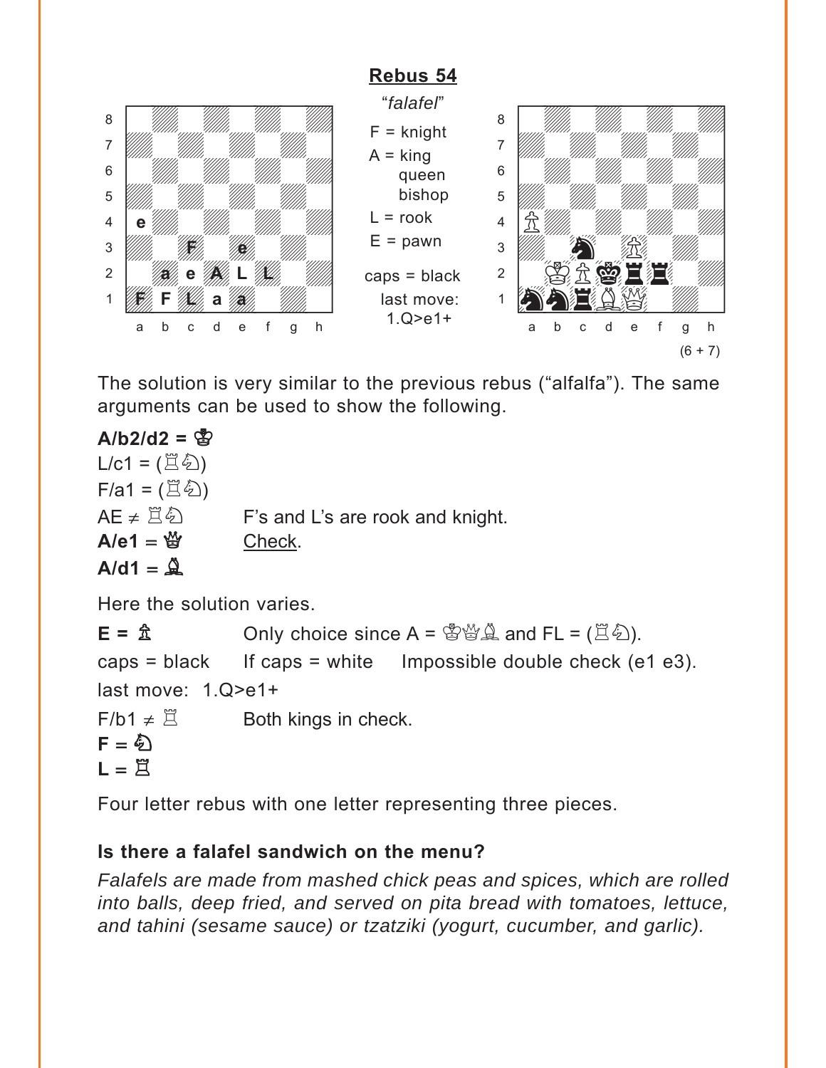## Rebus 54

*"falafel"*

F = knight
A = king
queen
bishop
L = rook
E = pawn

caps = black

last move:
1.Q>e1+

(6 + 7)

The solution is very similar to the previous rebus ("alfalfa"). The same arguments can be used to show the following.

**A/b2/d2 = ♔**
L/c1 = (♖♘)
F/a1 = (♖♘)
AE ≠ ♖♘ F's and L's are rook and knight.
**A/e1 = ♕** Check.
**A/d1 = ♗**

Here the solution varies.

**E = ♙** Only choice since A = ♔♕♗ and FL = (♖♘).
caps = black If caps = white Impossible double check (e1 e3).
last move: 1.Q>e1+
F/b1 ≠ ♖ Both kings in check.
**F = ♘**
**L = ♖**

Four letter rebus with one letter representing three pieces.

### Is there a falafel sandwich on the menu?

*Falafels are made from mashed chick peas and spices, which are rolled into balls, deep fried, and served on pita bread with tomatoes, lettuce, and tahini (sesame sauce) or tzatziki (yogurt, cucumber, and garlic).*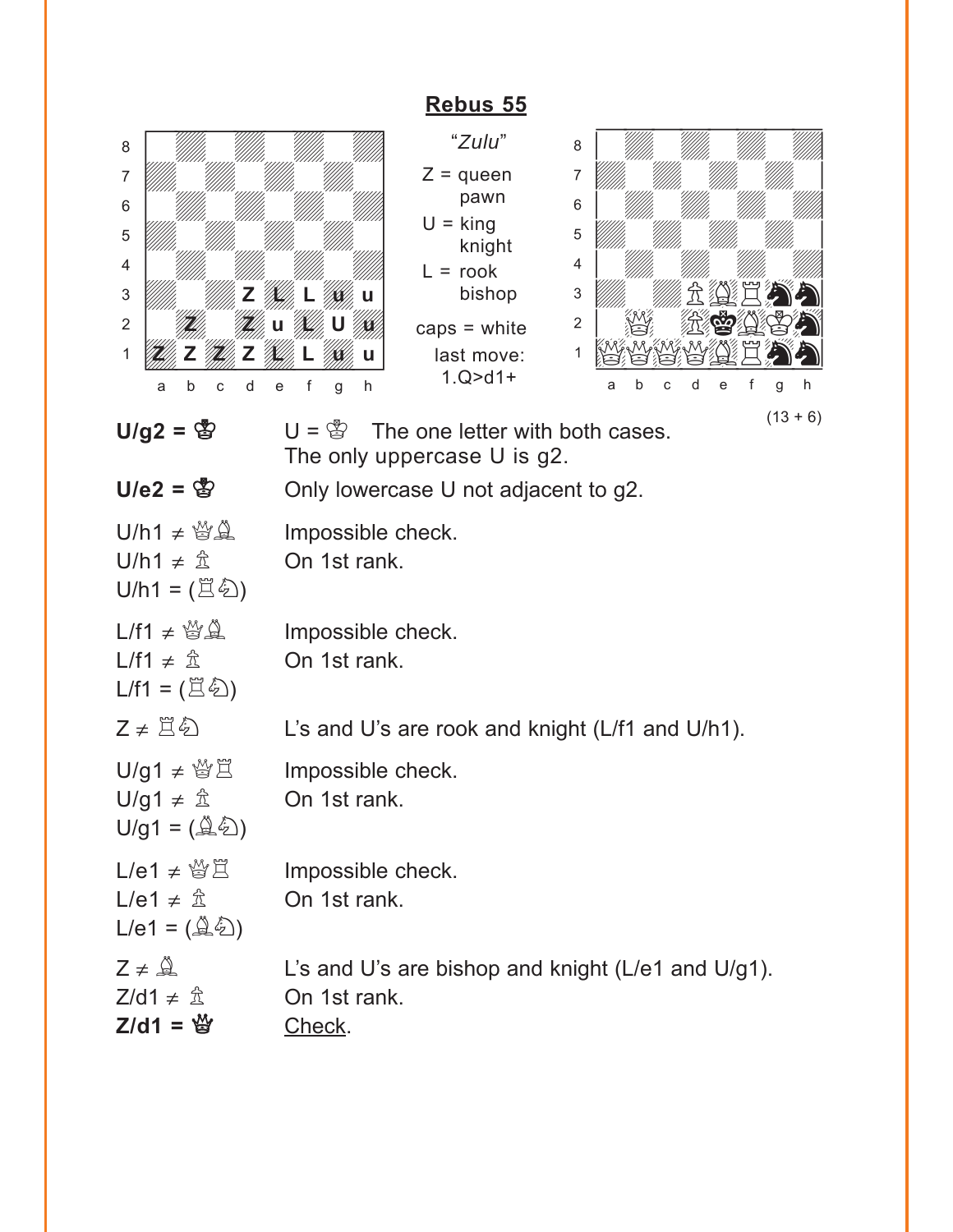## Rebus 55

Left diagram (letters on board):

| | a | b | c | d | e | f | g | h |
|---|---|---|---|---|---|---|---|---|
| 3 | | | | Z | L | L | u | u |
| 2 | | Z | | Z | u | L | U | u |
| 1 | Z | Z | Z | Z | L | L | u | u |

*"Zulu"*

Z = queen pawn

U = king knight

L = rook bishop

caps = white

last move: 1.Q>d1+

Right diagram: (13 + 6)

**U/g2 = ♔** U = ♔ The one letter with both cases. The only uppercase U is g2.

**U/e2 = ♚** Only lowercase U not adjacent to g2.

U/h1 ≠ ♕♗ Impossible check.
U/h1 ≠ ♙ On 1st rank.
U/h1 = (♖♘)

L/f1 ≠ ♕♗ Impossible check.
L/f1 ≠ ♙ On 1st rank.
L/f1 = (♖♘)

Z ≠ ♖♘ L's and U's are rook and knight (L/f1 and U/h1).

U/g1 ≠ ♕♖ Impossible check.
U/g1 ≠ ♙ On 1st rank.
U/g1 = (♗♘)

L/e1 ≠ ♕♖ Impossible check.
L/e1 ≠ ♙ On 1st rank.
L/e1 = (♗♘)

Z ≠ ♗ L's and U's are bishop and knight (L/e1 and U/g1).
Z/d1 ≠ ♙ On 1st rank.
**Z/d1 = ♕** Check.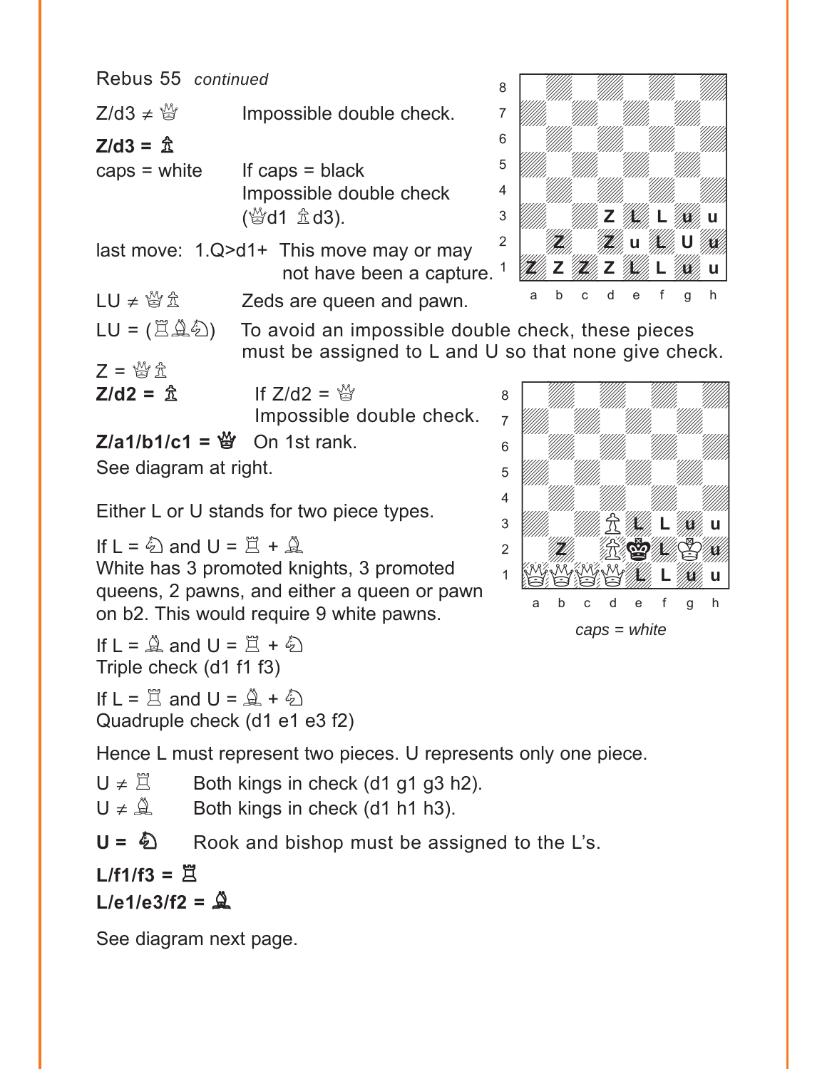Rebus 55 *continued*

Z/d3 ≠ ♕ Impossible double check.

**Z/d3 = ♗**

caps = white If caps = black
Impossible double check
(♕d1 ♗d3).

last move: 1.Q>d1+ This move may or may not have been a capture.

LU ≠ ♕♗ Zeds are queen and pawn.

LU = (♖♗♘) To avoid an impossible double check, these pieces must be assigned to L and U so that none give check.

Z = ♕♗

**Z/d2 = ♗** If Z/d2 = ♕
Impossible double check.

**Z/a1/b1/c1 = ♛** On 1st rank.

See diagram at right.

*caps = white*

Either L or U stands for two piece types.

If L = ♘ and U = ♖ + ♗
White has 3 promoted knights, 3 promoted queens, 2 pawns, and either a queen or pawn on b2. This would require 9 white pawns.

If L = ♗ and U = ♖ + ♘
Triple check (d1 f1 f3)

If L = ♖ and U = ♗ + ♘
Quadruple check (d1 e1 e3 f2)

Hence L must represent two pieces. U represents only one piece.

U ≠ ♖ Both kings in check (d1 g1 g3 h2).
U ≠ ♗ Both kings in check (d1 h1 h3).

**U = ♘** Rook and bishop must be assigned to the L's.

**L/f1/f3 = ♖**

**L/e1/e3/f2 = ♗**

See diagram next page.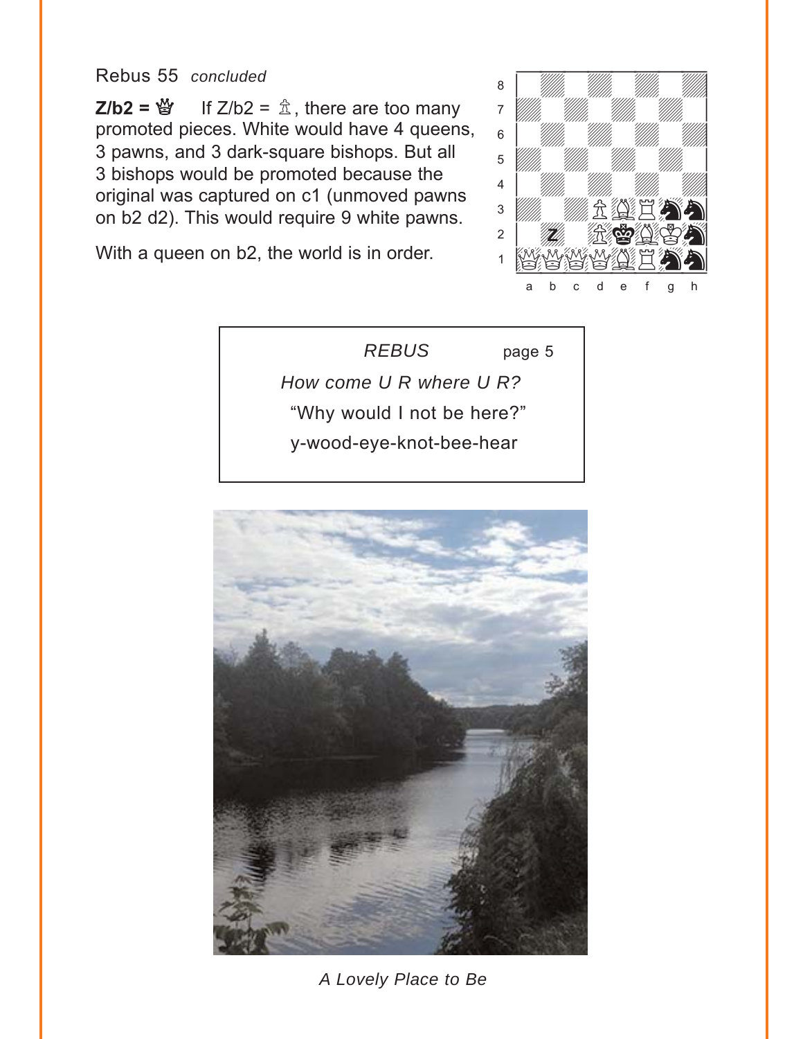Rebus 55 *concluded*

**Z/b2 = ♕** If Z/b2 = ♙, there are too many promoted pieces. White would have 4 queens, 3 pawns, and 3 dark-square bishops. But all 3 bishops would be promoted because the original was captured on c1 (unmoved pawns on b2 d2). This would require 9 white pawns.

With a queen on b2, the world is in order.

> *REBUS* page 5
>
> *How come U R where U R?*
>
> "Why would I not be here?"
>
> y-wood-eye-knot-bee-hear

*A Lovely Place to Be*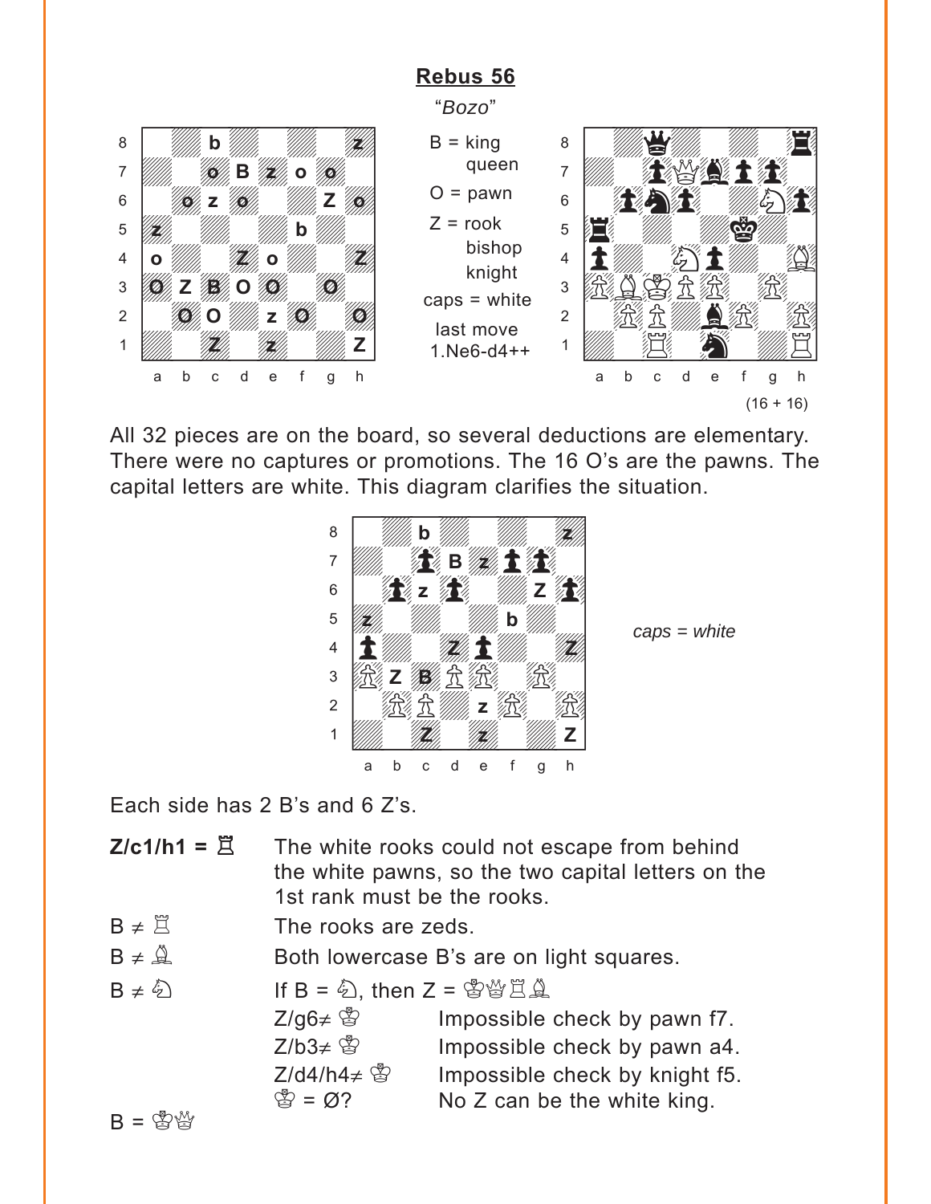## Rebus 56

*"Bozo"*

B = king, queen

O = pawn

Z = rook, bishop, knight

caps = white

last move 1.Ne6-d4++

(16 + 16)

All 32 pieces are on the board, so several deductions are elementary. There were no captures or promotions. The 16 O's are the pawns. The capital letters are white. This diagram clarifies the situation.

*caps = white*

Each side has 2 B's and 6 Z's.

**Z/c1/h1 = ♖** — The white rooks could not escape from behind the white pawns, so the two capital letters on the 1st rank must be the rooks.

B ≠ ♖ — The rooks are zeds.

B ≠ ♗ — Both lowercase B's are on light squares.

B ≠ ♘ — If B = ♘, then Z = ♔♕♖♗

- Z/g6≠ ♔ — Impossible check by pawn f7.
- Z/b3≠ ♔ — Impossible check by pawn a4.
- Z/d4/h4≠ ♔ — Impossible check by knight f5.
- ♔ = Ø? — No Z can be the white king.

B = ♔♕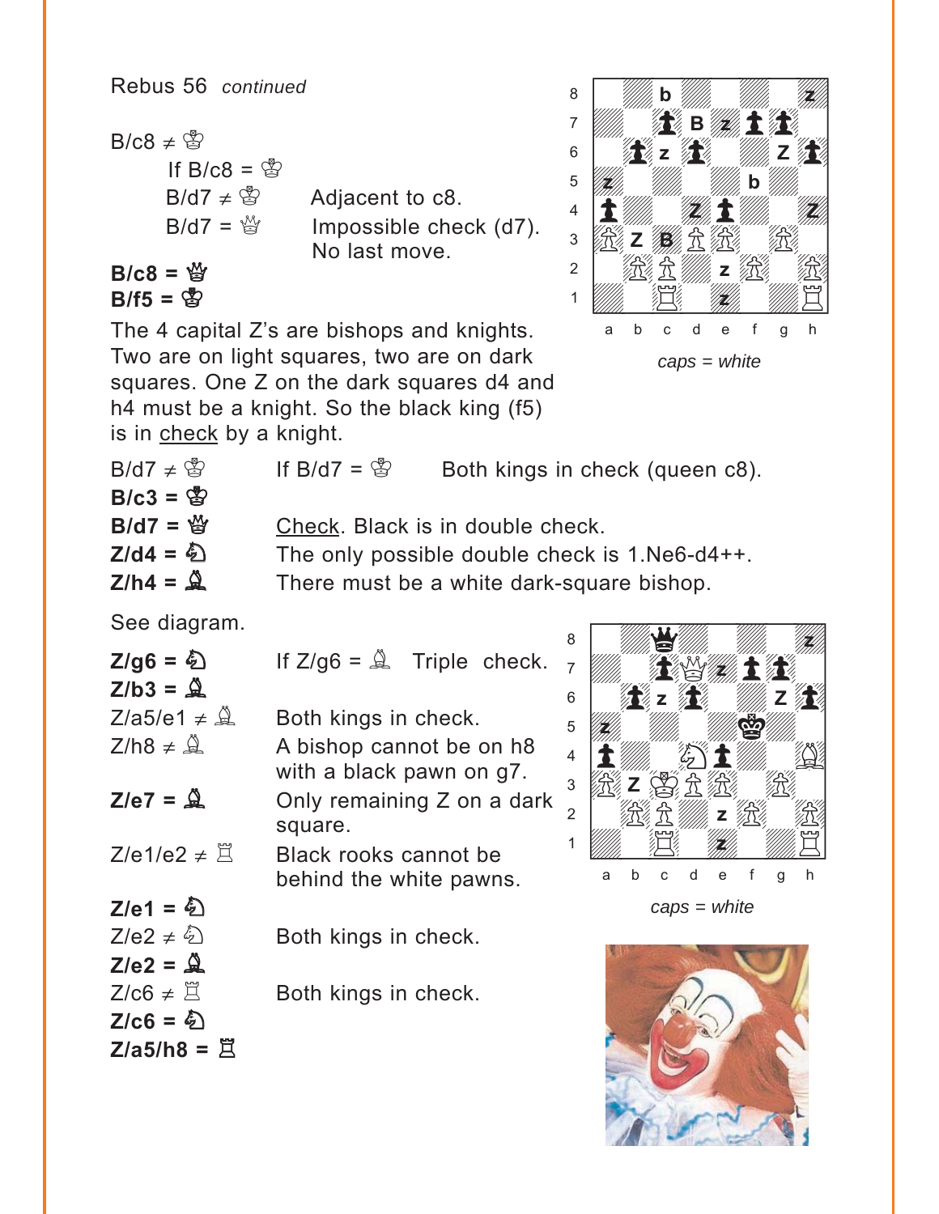Rebus 56 *continued*

B/c8 ≠ ♔

  If B/c8 = ♔

  B/d7 ≠ ♔   Adjacent to c8.

  B/d7 = ♕   Impossible check (d7). No last move.

**B/c8 = ♛**

**B/f5 = ♚**

The 4 capital Z's are bishops and knights. Two are on light squares, two are on dark squares. One Z on the dark squares d4 and h4 must be a knight. So the black king (f5) is in check by a knight.

caps = white

B/d7 ≠ ♔   If B/d7 = ♔   Both kings in check (queen c8).

**B/c3 = ♔**

**B/d7 = ♕**   Check. Black is in double check.

**Z/d4 = ♘**   The only possible double check is 1.Ne6-d4++.

**Z/h4 = ♗**   There must be a white dark-square bishop.

See diagram.

**Z/g6 = ♘**   If Z/g6 = ♗   Triple check.

**Z/b3 = ♗**

Z/a5/e1 ≠ ♗   Both kings in check.

Z/h8 ≠ ♗   A bishop cannot be on h8 with a black pawn on g7.

**Z/e7 = ♗**   Only remaining Z on a dark square.

Z/e1/e2 ≠ ♖   Black rooks cannot be behind the white pawns.

**Z/e1 = ♘**

Z/e2 ≠ ♘   Both kings in check.

**Z/e2 = ♗**

Z/c6 ≠ ♖   Both kings in check.

**Z/c6 = ♘**

**Z/a5/h8 = ♖**

caps = white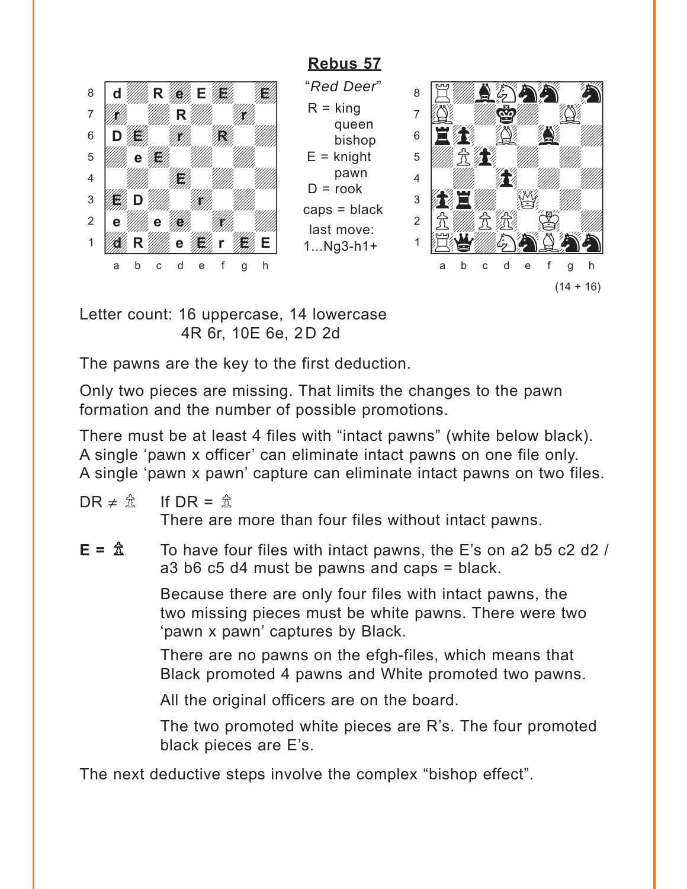## Rebus 57

"*Red Deer*"

R = king queen bishop
E = knight pawn
D = rook
caps = black
last move: 1...Ng3-h1+

(14 + 16)

Letter count: 16 uppercase, 14 lowercase
4R 6r, 10E 6e, 2D 2d

The pawns are the key to the first deduction.

Only two pieces are missing. That limits the changes to the pawn formation and the number of possible promotions.

There must be at least 4 files with "intact pawns" (white below black). A single 'pawn x officer' can eliminate intact pawns on one file only. A single 'pawn x pawn' capture can eliminate intact pawns on two files.

DR ≠ ♙ — If DR = ♙
There are more than four files without intact pawns.

**E = ♟** — To have four files with intact pawns, the E's on a2 b5 c2 d2 / a3 b6 c5 d4 must be pawns and caps = black.

Because there are only four files with intact pawns, the two missing pieces must be white pawns. There were two 'pawn x pawn' captures by Black.

There are no pawns on the efgh-files, which means that Black promoted 4 pawns and White promoted two pawns.

All the original officers are on the board.

The two promoted white pieces are R's. The four promoted black pieces are E's.

The next deductive steps involve the complex "bishop effect".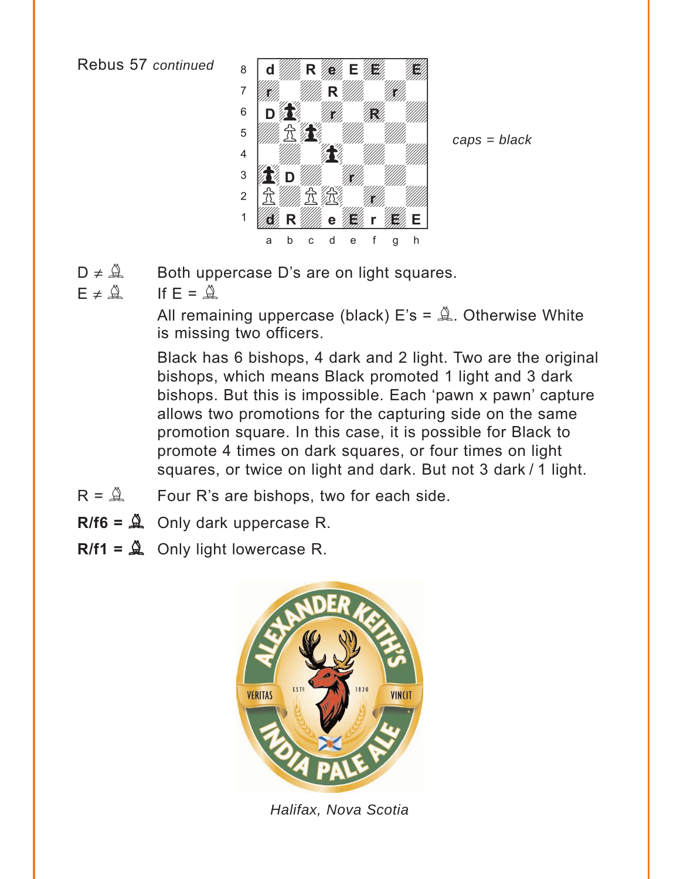Rebus 57 *continued*

caps = black

D ≠ ♗ Both uppercase D's are on light squares.

E ≠ ♗ If E = ♗

All remaining uppercase (black) E's = ♗. Otherwise White is missing two officers.

Black has 6 bishops, 4 dark and 2 light. Two are the original bishops, which means Black promoted 1 light and 3 dark bishops. But this is impossible. Each 'pawn x pawn' capture allows two promotions for the capturing side on the same promotion square. In this case, it is possible for Black to promote 4 times on dark squares, or four times on light squares, or twice on light and dark. But not 3 dark / 1 light.

R = ♗ Four R's are bishops, two for each side.

**R/f6 = ♝** Only dark uppercase R.

**R/f1 = ♗** Only light lowercase R.

*Halifax, Nova Scotia*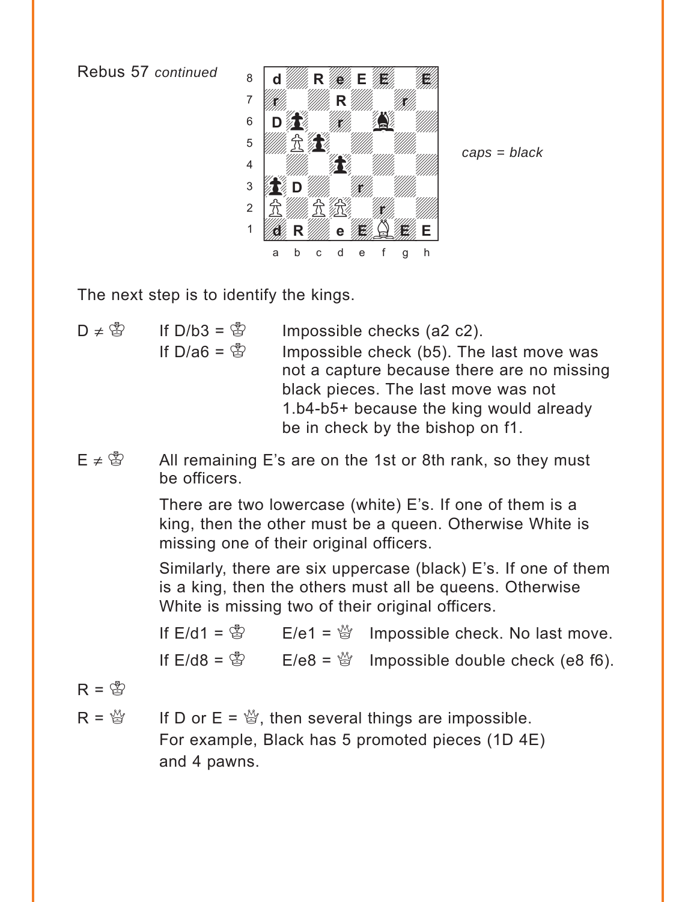Rebus 57 *continued*

*caps = black*

The next step is to identify the kings.

D ≠ ♔ — If D/b3 = ♔: Impossible checks (a2 c2).

If D/a6 = ♔: Impossible check (b5). The last move was not a capture because there are no missing black pieces. The last move was not 1.b4-b5+ because the king would already be in check by the bishop on f1.

E ≠ ♔ — All remaining E's are on the 1st or 8th rank, so they must be officers.

There are two lowercase (white) E's. If one of them is a king, then the other must be a queen. Otherwise White is missing one of their original officers.

Similarly, there are six uppercase (black) E's. If one of them is a king, then the others must all be queens. Otherwise White is missing two of their original officers.

If E/d1 = ♔ — E/e1 = ♕ — Impossible check. No last move.

If E/d8 = ♔ — E/e8 = ♕ — Impossible double check (e8 f6).

R = ♔

R = ♕ — If D or E = ♕, then several things are impossible. For example, Black has 5 promoted pieces (1D 4E) and 4 pawns.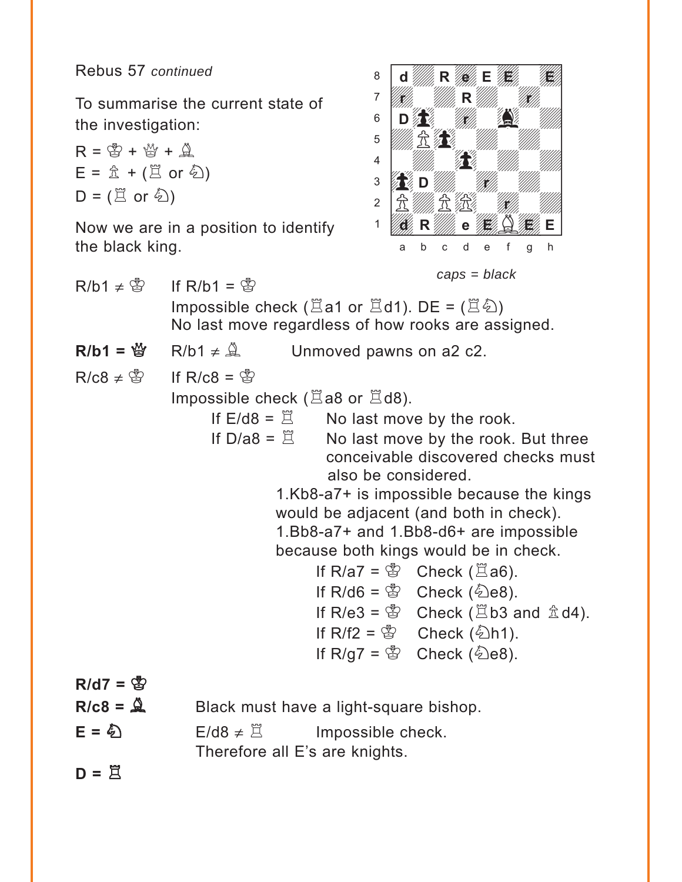Rebus 57 *continued*

To summarise the current state of the investigation:

R = ♔ + ♕ + ♗

E = ♙ + (♖ or ♘)

D = (♖ or ♘)

Now we are in a position to identify the black king.

| 8 | d | | R | e | E | E | | E |
|---|---|---|---|---|---|---|---|---|
| 7 | r | | | R | | | r | |
| 6 | D | ♟ | | r | | ♝ | | |
| 5 | | ♙ | ♟ | | | | | |
| 4 | | | | ♟ | | | | |
| 3 | ♟ | D | | | r | | | |
| 2 | ♙ | | ♙ | ♙ | | r | | |
| 1 | d | R | | e | E | ♗ | E | E |
| | a | b | c | d | e | f | g | h |

*caps = black*

R/b1 ≠ ♔ — If R/b1 = ♔
Impossible check (♖a1 or ♖d1). DE = (♖♘)
No last move regardless of how rooks are assigned.

**R/b1 = ♕** — R/b1 ≠ ♗ — Unmoved pawns on a2 c2.

R/c8 ≠ ♔ — If R/c8 = ♔
Impossible check (♖a8 or ♖d8).

- If E/d8 = ♖ — No last move by the rook.
- If D/a8 = ♖ — No last move by the rook. But three conceivable discovered checks must also be considered.

  1.Kb8-a7+ is impossible because the kings would be adjacent (and both in check).
  1.Bb8-a7+ and 1.Bb8-d6+ are impossible because both kings would be in check.

  - If R/a7 = ♔ — Check (♖a6).
  - If R/d6 = ♔ — Check (♘e8).
  - If R/e3 = ♔ — Check (♖b3 and ♙d4).
  - If R/f2 = ♔ — Check (♘h1).
  - If R/g7 = ♔ — Check (♘e8).

**R/d7 = ♔**

**R/c8 = ♗** — Black must have a light-square bishop.

**E = ♘** — E/d8 ≠ ♖ — Impossible check.
Therefore all E's are knights.

**D = ♖**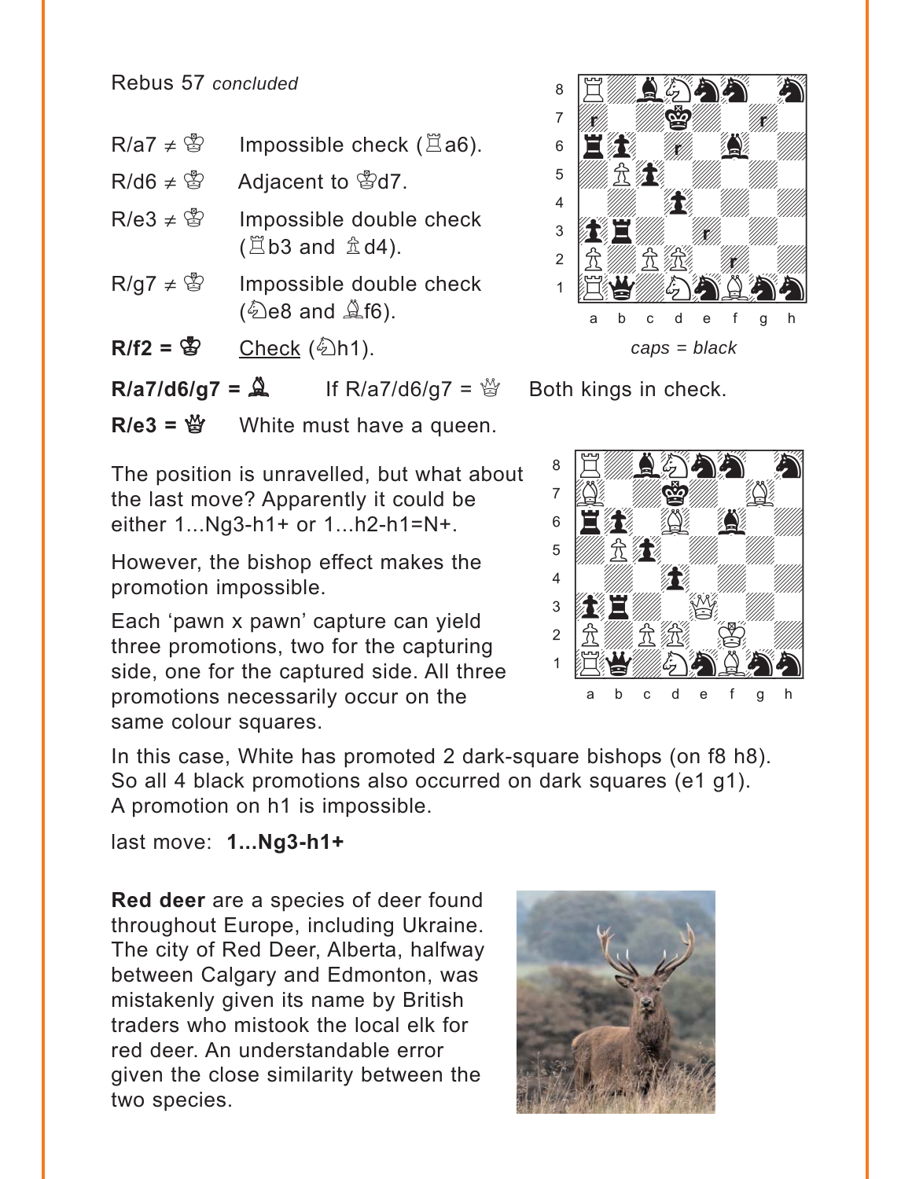Rebus 57 *concluded*

| | |
|---|---|
| R/a7 ≠ ♔ | Impossible check (♖a6). |
| R/d6 ≠ ♔ | Adjacent to ♔d7. |
| R/e3 ≠ ♔ | Impossible double check (♖b3 and ♙d4). |
| R/g7 ≠ ♔ | Impossible double check (♘e8 and ♗f6). |
| **R/f2 = ♔** | Check (♘h1). |

caps = black

**R/a7/d6/g7 = ♗** If R/a7/d6/g7 = ♕ Both kings in check.

**R/e3 = ♕** White must have a queen.

The position is unravelled, but what about the last move? Apparently it could be either 1...Ng3-h1+ or 1...h2-h1=N+.

However, the bishop effect makes the promotion impossible.

Each 'pawn x pawn' capture can yield three promotions, two for the capturing side, one for the captured side. All three promotions necessarily occur on the same colour squares.

In this case, White has promoted 2 dark-square bishops (on f8 h8). So all 4 black promotions also occurred on dark squares (e1 g1). A promotion on h1 is impossible.

last move: **1...Ng3-h1+**

**Red deer** are a species of deer found throughout Europe, including Ukraine. The city of Red Deer, Alberta, halfway between Calgary and Edmonton, was mistakenly given its name by British traders who mistook the local elk for red deer. An understandable error given the close similarity between the two species.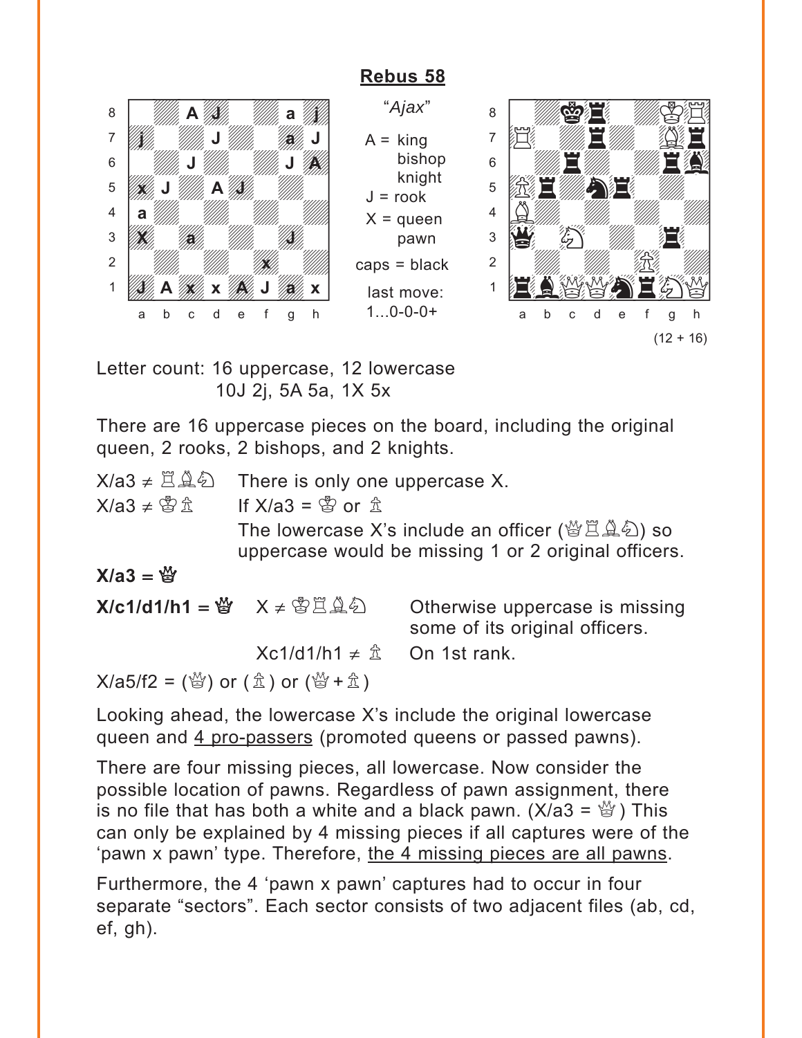## Rebus 58

"*Ajax*"

A = king bishop knight
J = rook
X = queen pawn
caps = black

last move: 1...0-0-0+

(12 + 16)

Letter count: 16 uppercase, 12 lowercase
10J 2j, 5A 5a, 1X 5x

There are 16 uppercase pieces on the board, including the original queen, 2 rooks, 2 bishops, and 2 knights.

X/a3 ≠ ♖♗♘ There is only one uppercase X.

X/a3 ≠ ♔♙ If X/a3 = ♔ or ♙
The lowercase X's include an officer (♕♖♗♘) so uppercase would be missing 1 or 2 original officers.

**X/a3 = ♕**

**X/c1/d1/h1 = ♕** X ≠ ♔♖♗♘ Otherwise uppercase is missing some of its original officers.

Xc1/d1/h1 ≠ ♙ On 1st rank.

X/a5/f2 = (♕) or (♙) or (♕ + ♙)

Looking ahead, the lowercase X's include the original lowercase queen and 4 pro-passers (promoted queens or passed pawns).

There are four missing pieces, all lowercase. Now consider the possible location of pawns. Regardless of pawn assignment, there is no file that has both a white and a black pawn. (X/a3 = ♕) This can only be explained by 4 missing pieces if all captures were of the 'pawn x pawn' type. Therefore, the 4 missing pieces are all pawns.

Furthermore, the 4 'pawn x pawn' captures had to occur in four separate "sectors". Each sector consists of two adjacent files (ab, cd, ef, gh).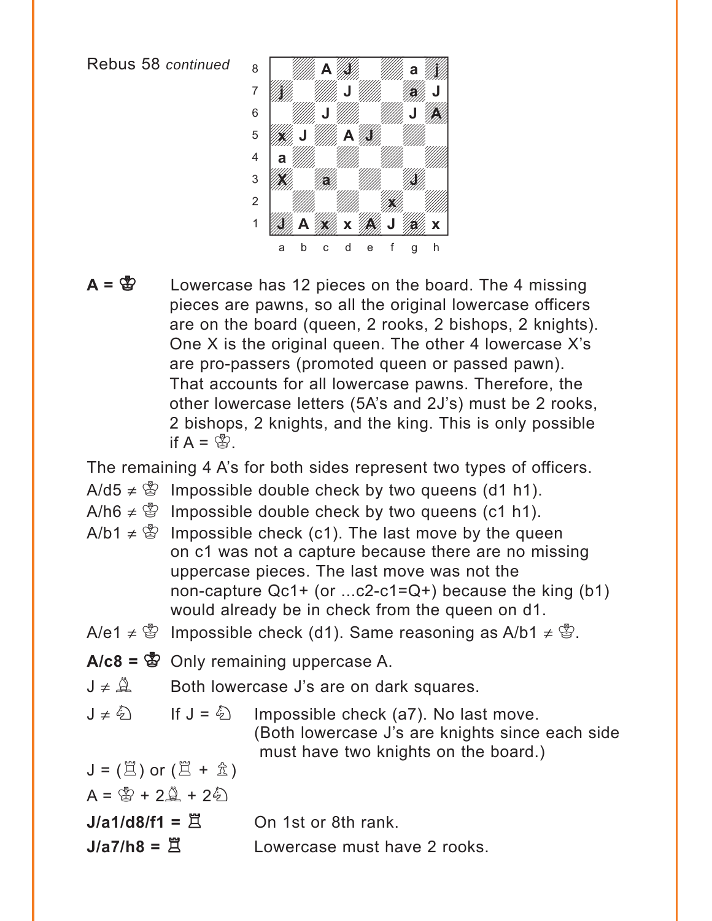Rebus 58 *continued*

| | a | b | c | d | e | f | g | h |
|---|---|---|---|---|---|---|---|---|
| 8 | | | A | J | | | a | j |
| 7 | j | | | J | | | a | J |
| 6 | | | J | | | | J | A |
| 5 | x | J | | A | J | | | |
| 4 | a | | | | | | | |
| 3 | X | | a | | | | J | |
| 2 | | | | | | x | | |
| 1 | J | A | x | x | A | J | a | x |

**A = ♔** Lowercase has 12 pieces on the board. The 4 missing pieces are pawns, so all the original lowercase officers are on the board (queen, 2 rooks, 2 bishops, 2 knights). One X is the original queen. The other 4 lowercase X's are pro-passers (promoted queen or passed pawn). That accounts for all lowercase pawns. Therefore, the other lowercase letters (5A's and 2J's) must be 2 rooks, 2 bishops, 2 knights, and the king. This is only possible if A = ♔.

The remaining 4 A's for both sides represent two types of officers.

A/d5 ≠ ♔ Impossible double check by two queens (d1 h1).

A/h6 ≠ ♔ Impossible double check by two queens (c1 h1).

A/b1 ≠ ♔ Impossible check (c1). The last move by the queen on c1 was not a capture because there are no missing uppercase pieces. The last move was not the non-capture Qc1+ (or ...c2-c1=Q+) because the king (b1) would already be in check from the queen on d1.

A/e1 ≠ ♔ Impossible check (d1). Same reasoning as A/b1 ≠ ♔.

**A/c8 = ♔** Only remaining uppercase A.

J ≠ ♗ Both lowercase J's are on dark squares.

J ≠ ♘ If J = ♘ Impossible check (a7). No last move. (Both lowercase J's are knights since each side must have two knights on the board.)

J = (♖) or (♖ + ♙)

A = ♔ + 2♗ + 2♘

**J/a1/d8/f1 = ♖** On 1st or 8th rank.

**J/a7/h8 = ♖** Lowercase must have 2 rooks.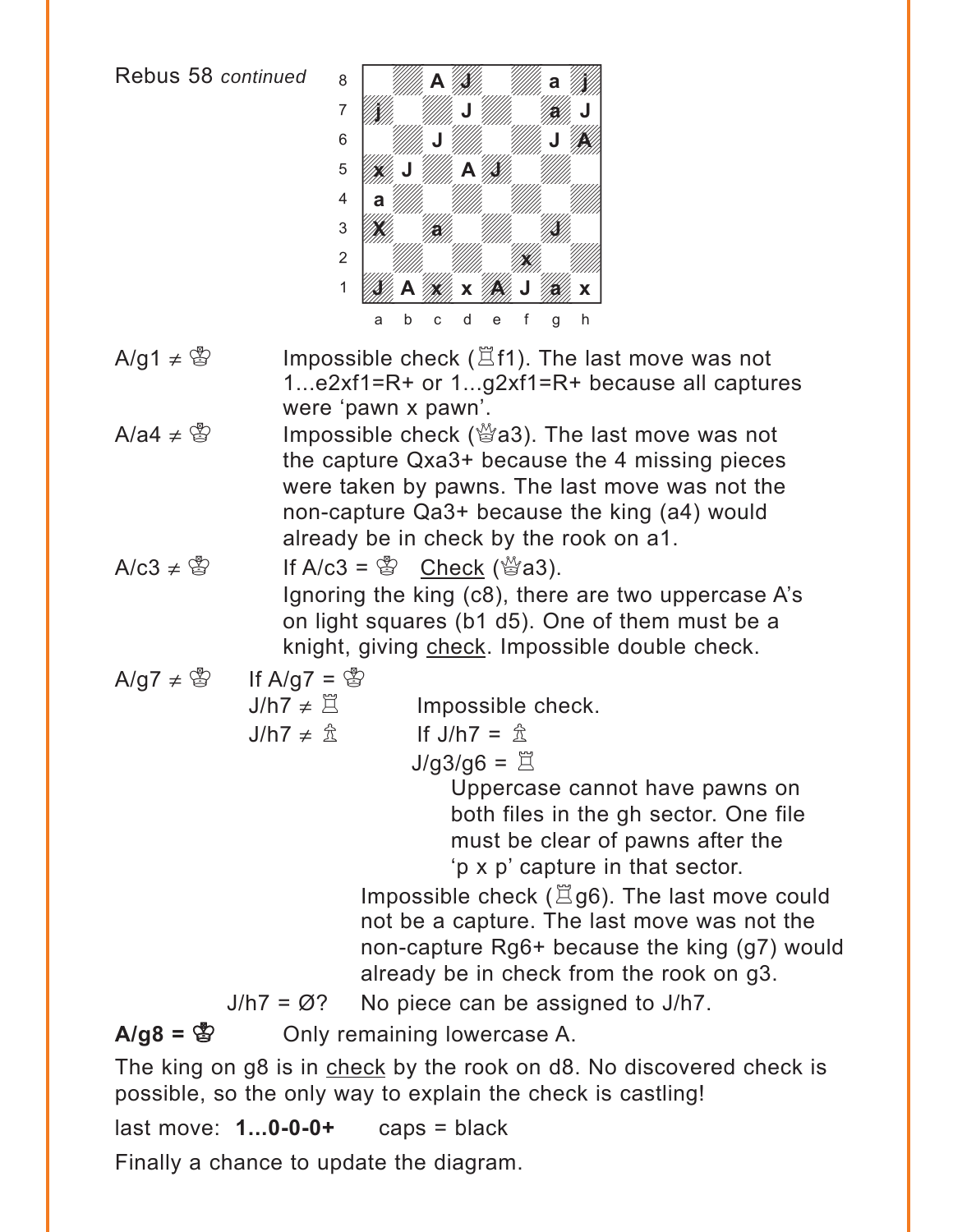Rebus 58 *continued*

| | a | b | c | d | e | f | g | h |
|---|---|---|---|---|---|---|---|---|
| 8 | | | A | J | | | a | j |
| 7 | j | | | J | | | a | J |
| 6 | | | J | | | | J | A |
| 5 | x | J | | A | J | | | |
| 4 | a | | | | | | | |
| 3 | X | | a | | | | J | |
| 2 | | | | | | x | | |
| 1 | J | A | x | x | A | J | a | x |

A/g1 ≠ ♔ Impossible check (♖f1). The last move was not 1...e2xf1=R+ or 1...g2xf1=R+ because all captures were 'pawn x pawn'.

A/a4 ≠ ♔ Impossible check (♕a3). The last move was not the capture Qxa3+ because the 4 missing pieces were taken by pawns. The last move was not the non-capture Qa3+ because the king (a4) would already be in check by the rook on a1.

A/c3 ≠ ♔ If A/c3 = ♔ Check (♕a3).
Ignoring the king (c8), there are two uppercase A's on light squares (b1 d5). One of them must be a knight, giving check. Impossible double check.

A/g7 ≠ ♔ If A/g7 = ♔

- J/h7 ≠ ♖ Impossible check.
- J/h7 ≠ ♙ If J/h7 = ♙
  - J/g3/g6 = ♖
    - Uppercase cannot have pawns on both files in the gh sector. One file must be clear of pawns after the 'p x p' capture in that sector.
  - Impossible check (♖g6). The last move could not be a capture. The last move was not the non-capture Rg6+ because the king (g7) would already be in check from the rook on g3.
- J/h7 = Ø? No piece can be assigned to J/h7.

**A/g8 = ♚** Only remaining lowercase A.

The king on g8 is in check by the rook on d8. No discovered check is possible, so the only way to explain the check is castling!

last move: **1...0-0-0+** caps = black

Finally a chance to update the diagram.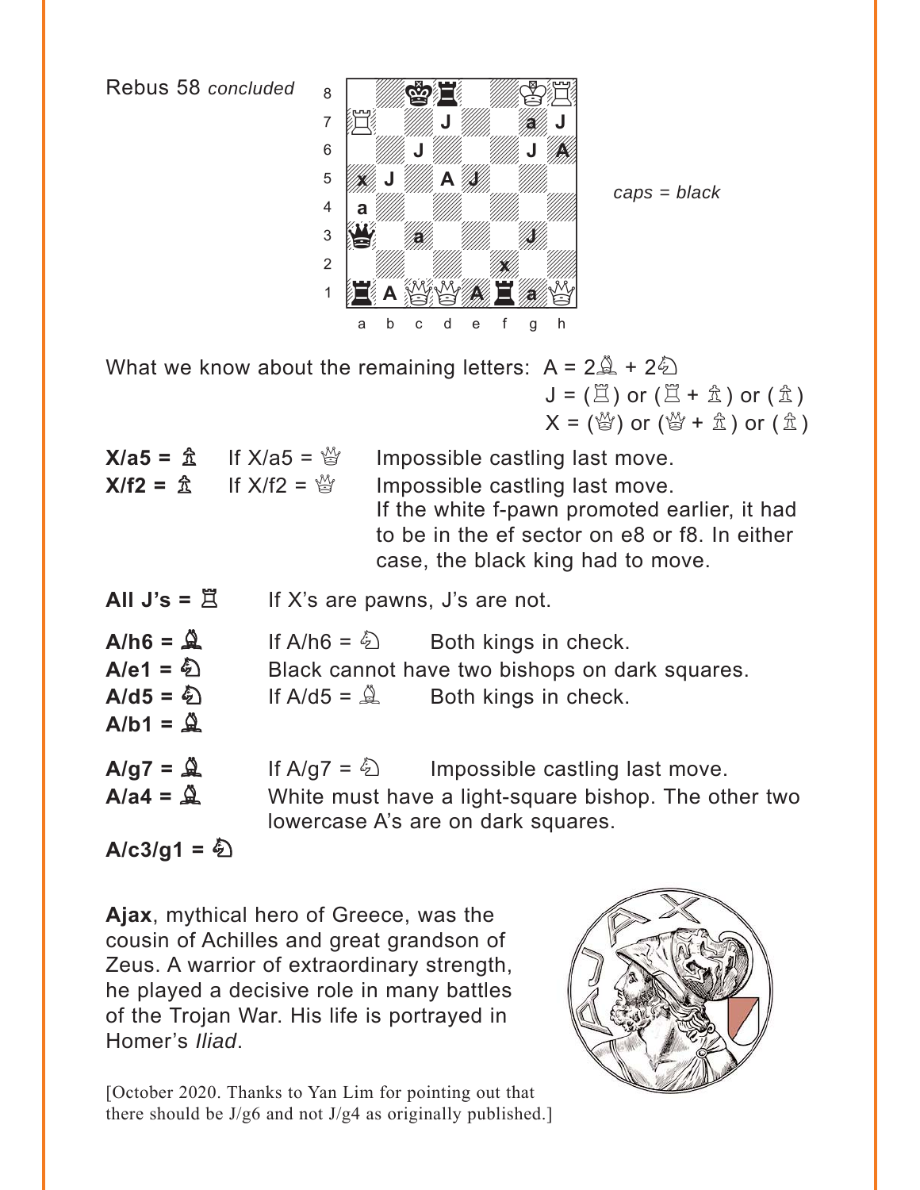Rebus 58 *concluded*

*caps = black*

What we know about the remaining letters: A = 2♗ + 2♘
J = (♖) or (♖ + ♙) or (♙)
X = (♕) or (♕ + ♙) or (♙)

**X/a5 = ♙** If X/a5 = ♕ Impossible castling last move.
**X/f2 = ♙** If X/f2 = ♕ Impossible castling last move.
If the white f-pawn promoted earlier, it had to be in the ef sector on e8 or f8. In either case, the black king had to move.

**All J's = ♖** If X's are pawns, J's are not.

**A/h6 = ♝** If A/h6 = ♘ Both kings in check.
**A/e1 = ♞** Black cannot have two bishops on dark squares.
**A/d5 = ♞** If A/d5 = ♗ Both kings in check.
**A/b1 = ♝**

**A/g7 = ♗** If A/g7 = ♘ Impossible castling last move.
**A/a4 = ♗** White must have a light-square bishop. The other two lowercase A's are on dark squares.

**A/c3/g1 = ♘**

**Ajax**, mythical hero of Greece, was the cousin of Achilles and great grandson of Zeus. A warrior of extraordinary strength, he played a decisive role in many battles of the Trojan War. His life is portrayed in Homer's *Iliad*.

[October 2020. Thanks to Yan Lim for pointing out that there should be J/g6 and not J/g4 as originally published.]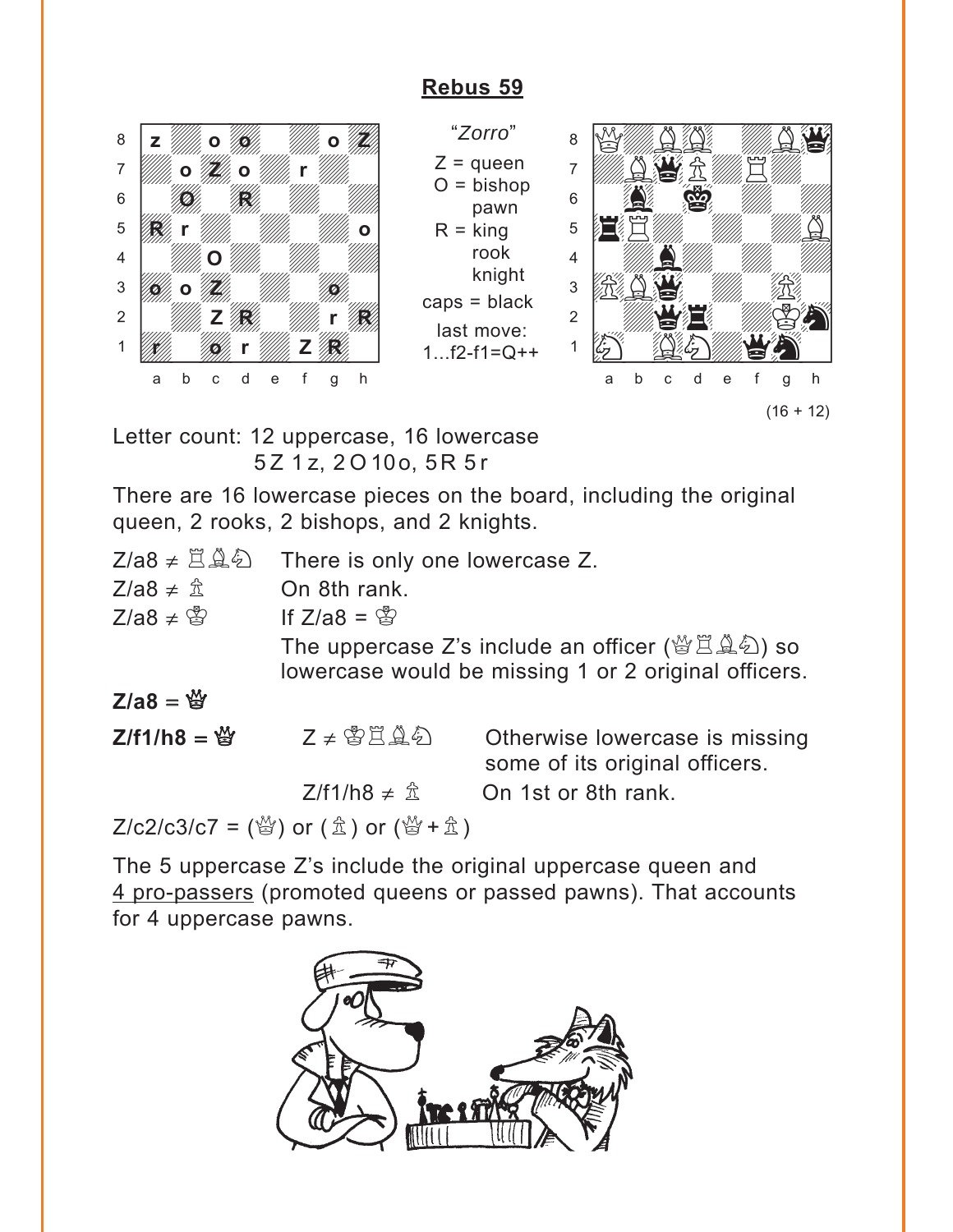## Rebus 59

"*Zorro*"

Z = queen
O = bishop
pawn
R = king
rook
knight

caps = black

last move:
1...f2-f1=Q++

(16 + 12)

Letter count: 12 uppercase, 16 lowercase
5 Z 1 z, 2 O 10 o, 5 R 5 r

There are 16 lowercase pieces on the board, including the original queen, 2 rooks, 2 bishops, and 2 knights.

Z/a8 ≠ ♖♗♘ There is only one lowercase Z.

Z/a8 ≠ ♙ On 8th rank.

Z/a8 ≠ ♔ If Z/a8 = ♔
The uppercase Z's include an officer (♕♖♗♘) so lowercase would be missing 1 or 2 original officers.

**Z/a8 = ♕**

**Z/f1/h8 = ♛** Z ≠ ♔♖♗♘ Otherwise lowercase is missing some of its original officers.

Z/f1/h8 ≠ ♙ On 1st or 8th rank.

Z/c2/c3/c7 = (♕) or (♙) or (♕ + ♙)

The 5 uppercase Z's include the original uppercase queen and <u>4 pro-passers</u> (promoted queens or passed pawns). That accounts for 4 uppercase pawns.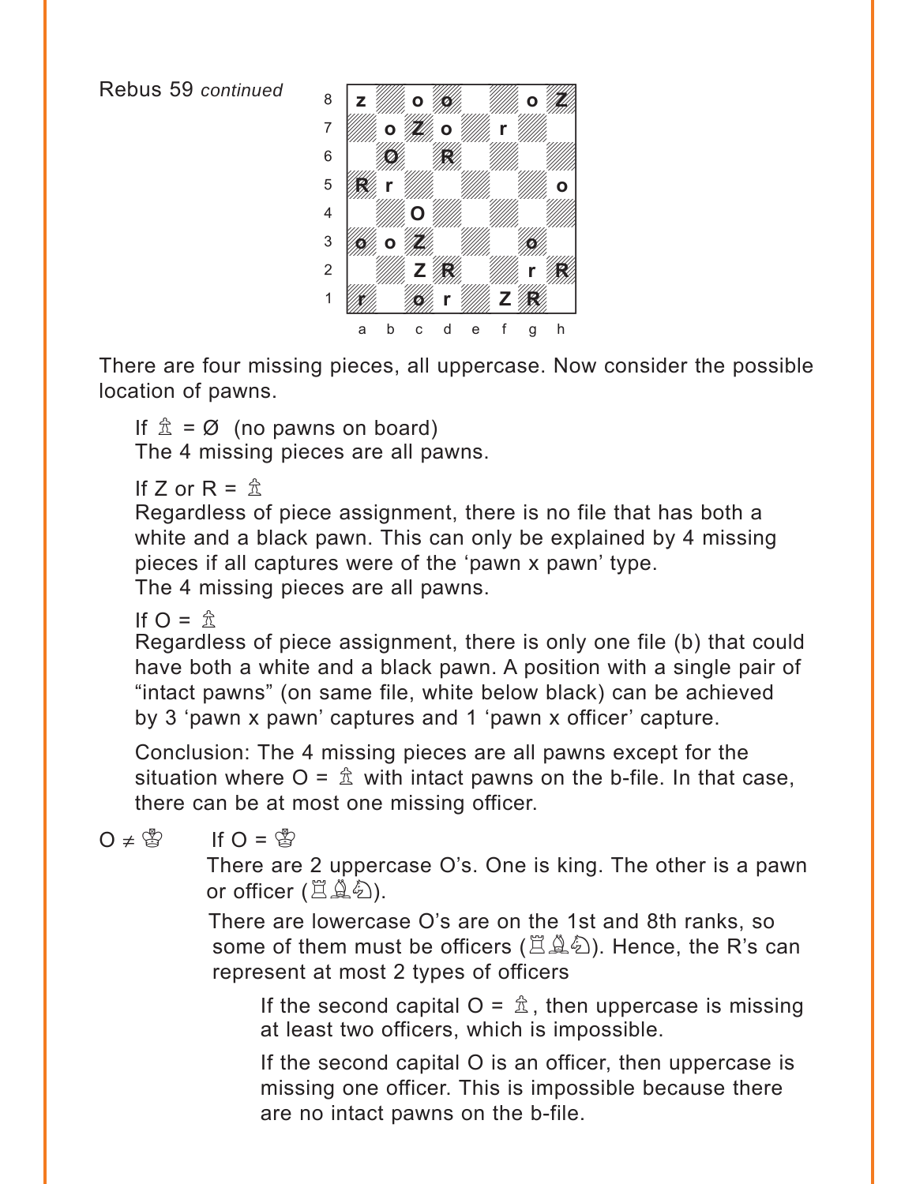Rebus 59 *continued*

| | a | b | c | d | e | f | g | h |
|---|---|---|---|---|---|---|---|---|
| 8 | z | | o | o | | | o | Z |
| 7 | | o | Z | o | | r | | |
| 6 | | O | | R | | | | |
| 5 | R | r | | | | | | o |
| 4 | | | O | | | | | |
| 3 | o | o | Z | | | | o | |
| 2 | | | Z | R | | | r | R |
| 1 | r | | o | r | | Z | R | |

There are four missing pieces, all uppercase. Now consider the possible location of pawns.

If ♙ = Ø (no pawns on board)
The 4 missing pieces are all pawns.

If Z or R = ♙
Regardless of piece assignment, there is no file that has both a white and a black pawn. This can only be explained by 4 missing pieces if all captures were of the 'pawn x pawn' type.
The 4 missing pieces are all pawns.

If O = ♙
Regardless of piece assignment, there is only one file (b) that could have both a white and a black pawn. A position with a single pair of "intact pawns" (on same file, white below black) can be achieved by 3 'pawn x pawn' captures and 1 'pawn x officer' capture.

Conclusion: The 4 missing pieces are all pawns except for the situation where O = ♙ with intact pawns on the b-file. In that case, there can be at most one missing officer.

O ≠ ♔ If O = ♔

There are 2 uppercase O's. One is king. The other is a pawn or officer (♖♗♘).

There are lowercase O's are on the 1st and 8th ranks, so some of them must be officers (♖♗♘). Hence, the R's can represent at most 2 types of officers

If the second capital O = ♙, then uppercase is missing at least two officers, which is impossible.

If the second capital O is an officer, then uppercase is missing one officer. This is impossible because there are no intact pawns on the b-file.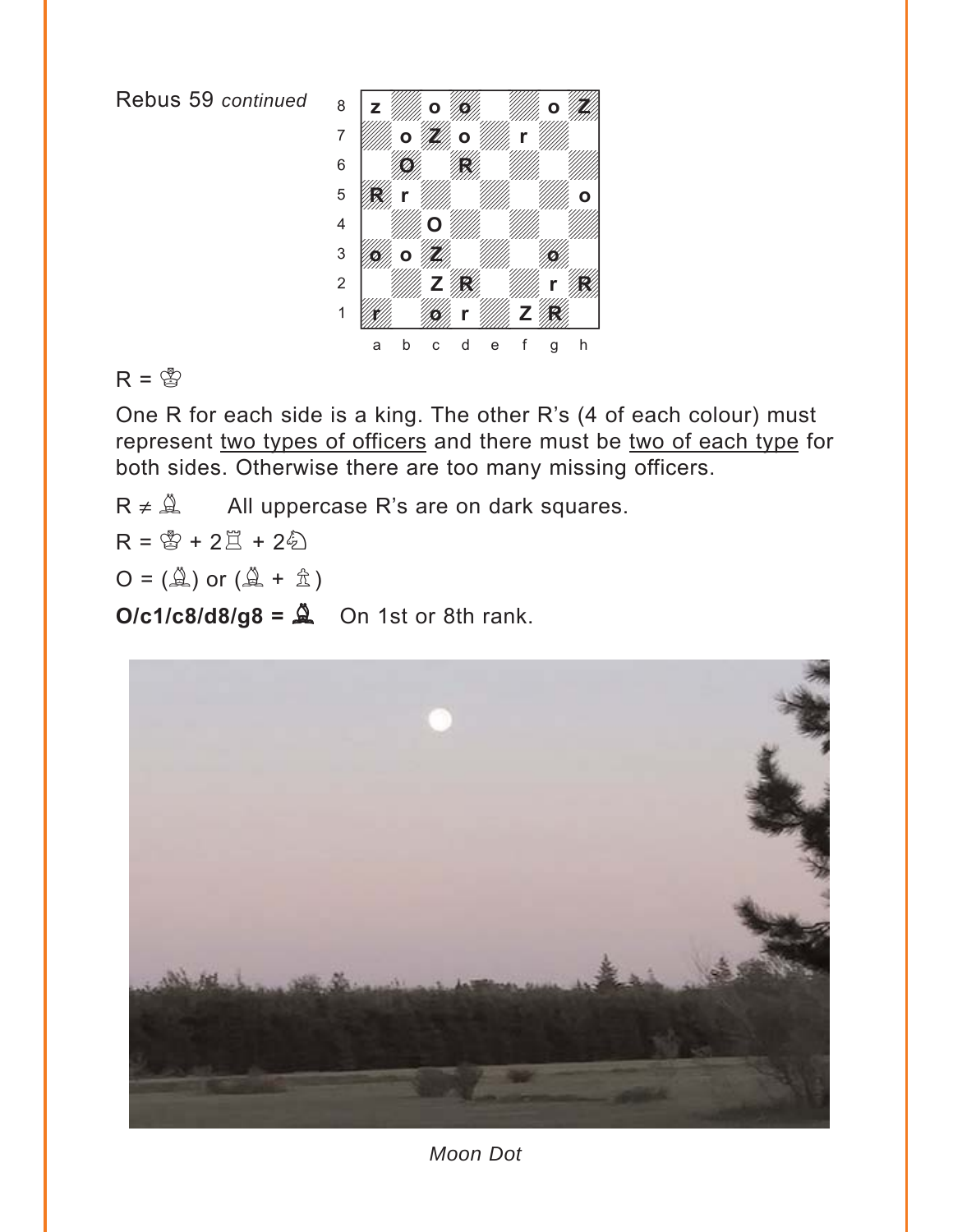Rebus 59 *continued*

| | a | b | c | d | e | f | g | h |
|---|---|---|---|---|---|---|---|---|
| 8 | z | | o | o | | | o | Z |
| 7 | | o | Z | o | | r | | |
| 6 | | O | | R | | | | |
| 5 | R | r | | | | | | o |
| 4 | | | O | | | | | |
| 3 | o | o | Z | | | | o | |
| 2 | | | Z | R | | | r | R |
| 1 | r | | o | r | | Z | R | |

R = ♔

One R for each side is a king. The other R's (4 of each colour) must represent two types of officers and there must be two of each type for both sides. Otherwise there are too many missing officers.

R ≠ ♗ All uppercase R's are on dark squares.

R = ♔ + 2♖ + 2♘

O = (♗) or (♗ + ♙)

**O/c1/c8/d8/g8 = ♝** On 1st or 8th rank.

*Moon Dot*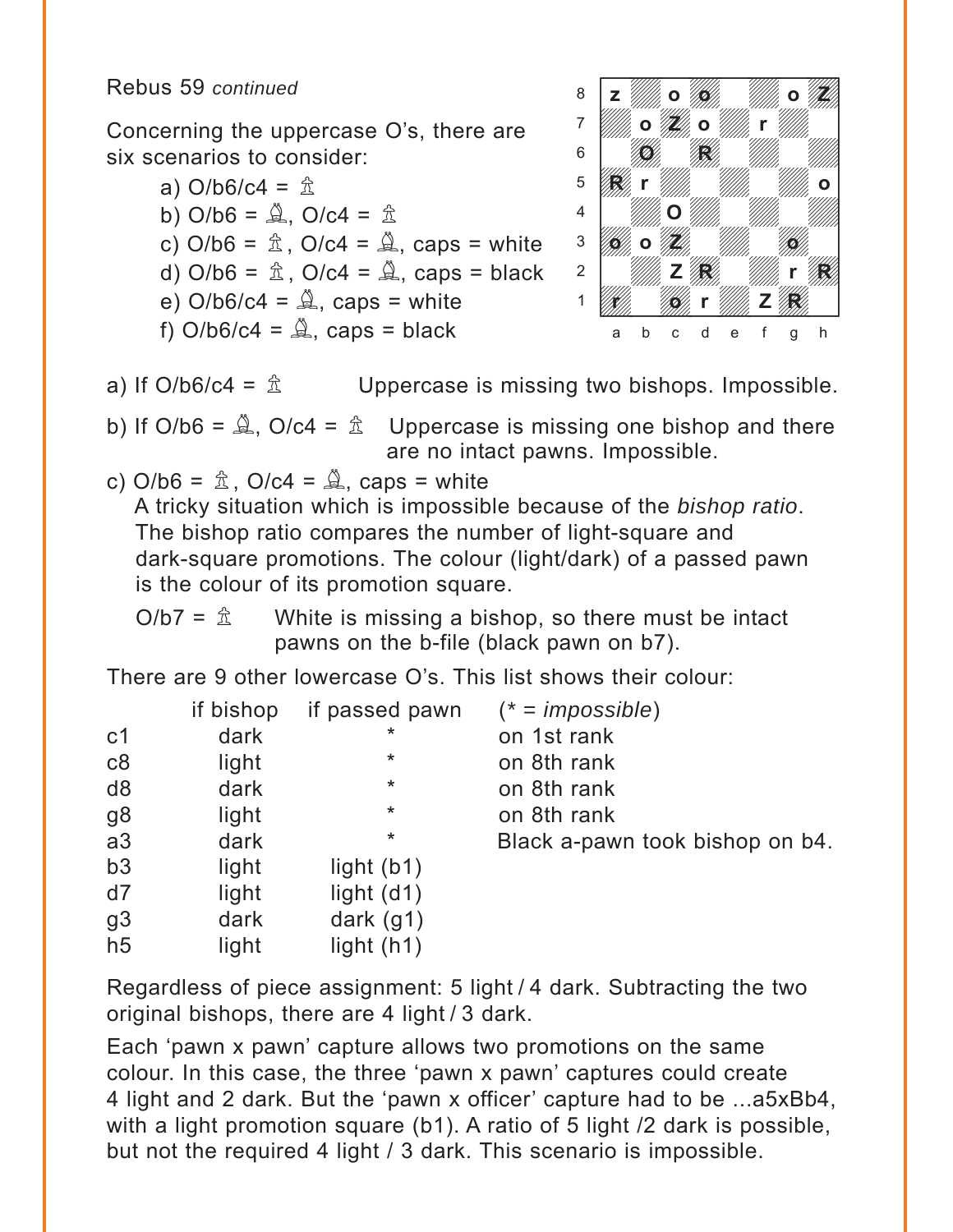Rebus 59 *continued*

Concerning the uppercase O's, there are six scenarios to consider:

a) O/b6/c4 = ♙
b) O/b6 = ♗, O/c4 = ♙
c) O/b6 = ♙, O/c4 = ♗, caps = white
d) O/b6 = ♙, O/c4 = ♗, caps = black
e) O/b6/c4 = ♗, caps = white
f) O/b6/c4 = ♗, caps = black

| | a | b | c | d | e | f | g | h |
|---|---|---|---|---|---|---|---|---|
| 8 | z | | o | o | | | o | Z |
| 7 | | o | Z | o | | r | | |
| 6 | | O | | R | | | | |
| 5 | R | r | | | | | | o |
| 4 | | | O | | | | | |
| 3 | o | o | Z | | | | o | |
| 2 | | | Z | R | | | r | R |
| 1 | r | | o | r | | Z | R | |

a) If O/b6/c4 = ♙ — Uppercase is missing two bishops. Impossible.

b) If O/b6 = ♗, O/c4 = ♙ — Uppercase is missing one bishop and there are no intact pawns. Impossible.

c) O/b6 = ♙, O/c4 = ♗, caps = white
A tricky situation which is impossible because of the *bishop ratio*. The bishop ratio compares the number of light-square and dark-square promotions. The colour (light/dark) of a passed pawn is the colour of its promotion square.

O/b7 = ♙ — White is missing a bishop, so there must be intact pawns on the b-file (black pawn on b7).

There are 9 other lowercase O's. This list shows their colour:

| | if bishop | if passed pawn | (* = *impossible*) |
|---|---|---|---|
| c1 | dark | * | on 1st rank |
| c8 | light | * | on 8th rank |
| d8 | dark | * | on 8th rank |
| g8 | light | * | on 8th rank |
| a3 | dark | * | Black a-pawn took bishop on b4. |
| b3 | light | light (b1) | |
| d7 | light | light (d1) | |
| g3 | dark | dark (g1) | |
| h5 | light | light (h1) | |

Regardless of piece assignment: 5 light / 4 dark. Subtracting the two original bishops, there are 4 light / 3 dark.

Each 'pawn x pawn' capture allows two promotions on the same colour. In this case, the three 'pawn x pawn' captures could create 4 light and 2 dark. But the 'pawn x officer' capture had to be ...a5xBb4, with a light promotion square (b1). A ratio of 5 light /2 dark is possible, but not the required 4 light / 3 dark. This scenario is impossible.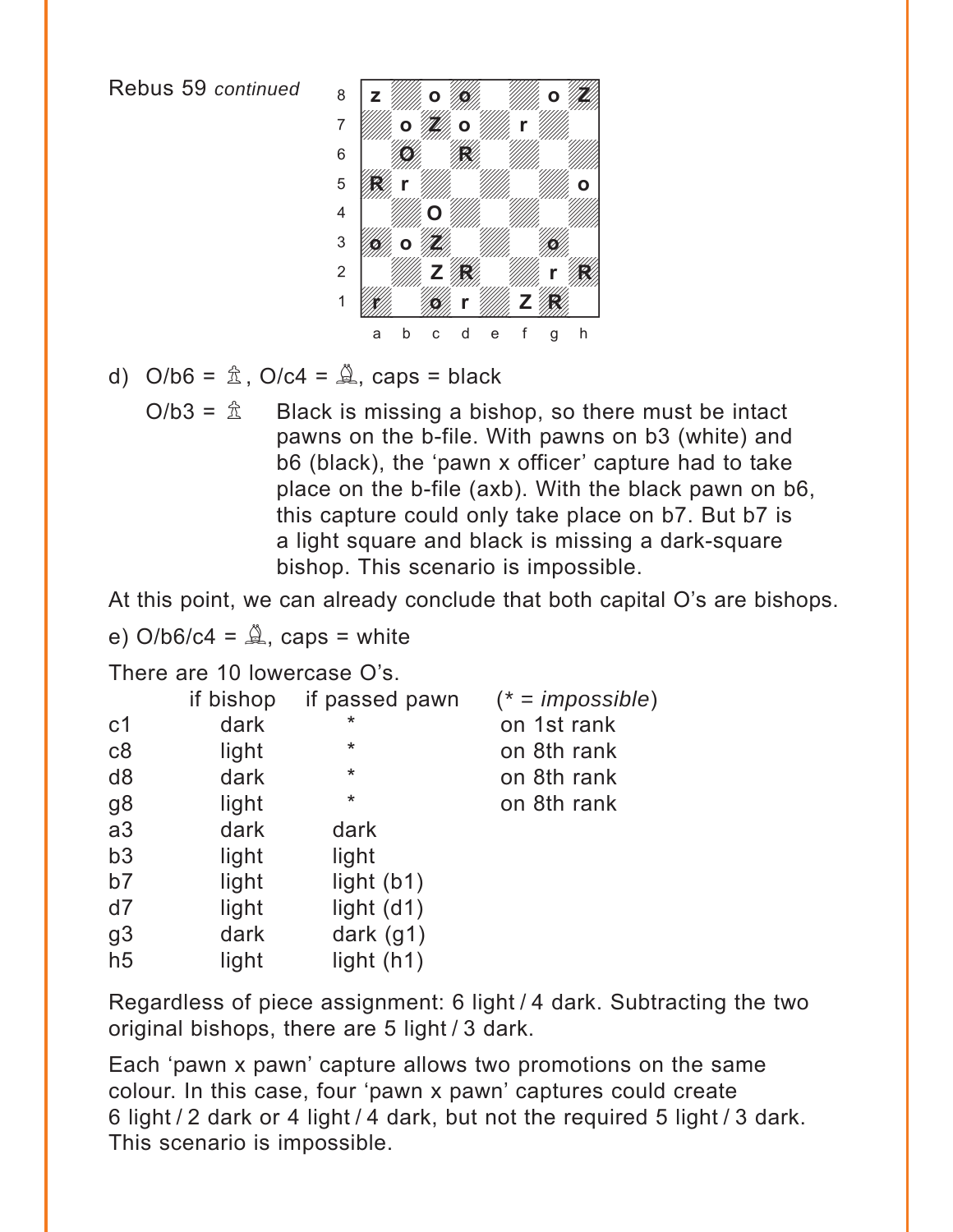Rebus 59 *continued*

| | a | b | c | d | e | f | g | h |
|---|---|---|---|---|---|---|---|---|
| 8 | z | | o | o | | | o | Z |
| 7 | | o | Z | o | | r | | |
| 6 | | O | | R | | | | |
| 5 | R | r | | | | | | o |
| 4 | | | O | | | | | |
| 3 | o | o | Z | | | | o | |
| 2 | | | Z | R | | | r | R |
| 1 | r | | o | r | | Z | R | |

d) O/b6 = ♙, O/c4 = ♗, caps = black

O/b3 = ♙  Black is missing a bishop, so there must be intact pawns on the b-file. With pawns on b3 (white) and b6 (black), the 'pawn x officer' capture had to take place on the b-file (axb). With the black pawn on b6, this capture could only take place on b7. But b7 is a light square and black is missing a dark-square bishop. This scenario is impossible.

At this point, we can already conclude that both capital O's are bishops.

e) O/b6/c4 = ♗, caps = white

There are 10 lowercase O's.

| | if bishop | if passed pawn | (* = *impossible*) |
|---|---|---|---|
| c1 | dark | * | on 1st rank |
| c8 | light | * | on 8th rank |
| d8 | dark | * | on 8th rank |
| g8 | light | * | on 8th rank |
| a3 | dark | dark | |
| b3 | light | light | |
| b7 | light | light (b1) | |
| d7 | light | light (d1) | |
| g3 | dark | dark (g1) | |
| h5 | light | light (h1) | |

Regardless of piece assignment: 6 light / 4 dark. Subtracting the two original bishops, there are 5 light / 3 dark.

Each 'pawn x pawn' capture allows two promotions on the same colour. In this case, four 'pawn x pawn' captures could create 6 light / 2 dark or 4 light / 4 dark, but not the required 5 light / 3 dark. This scenario is impossible.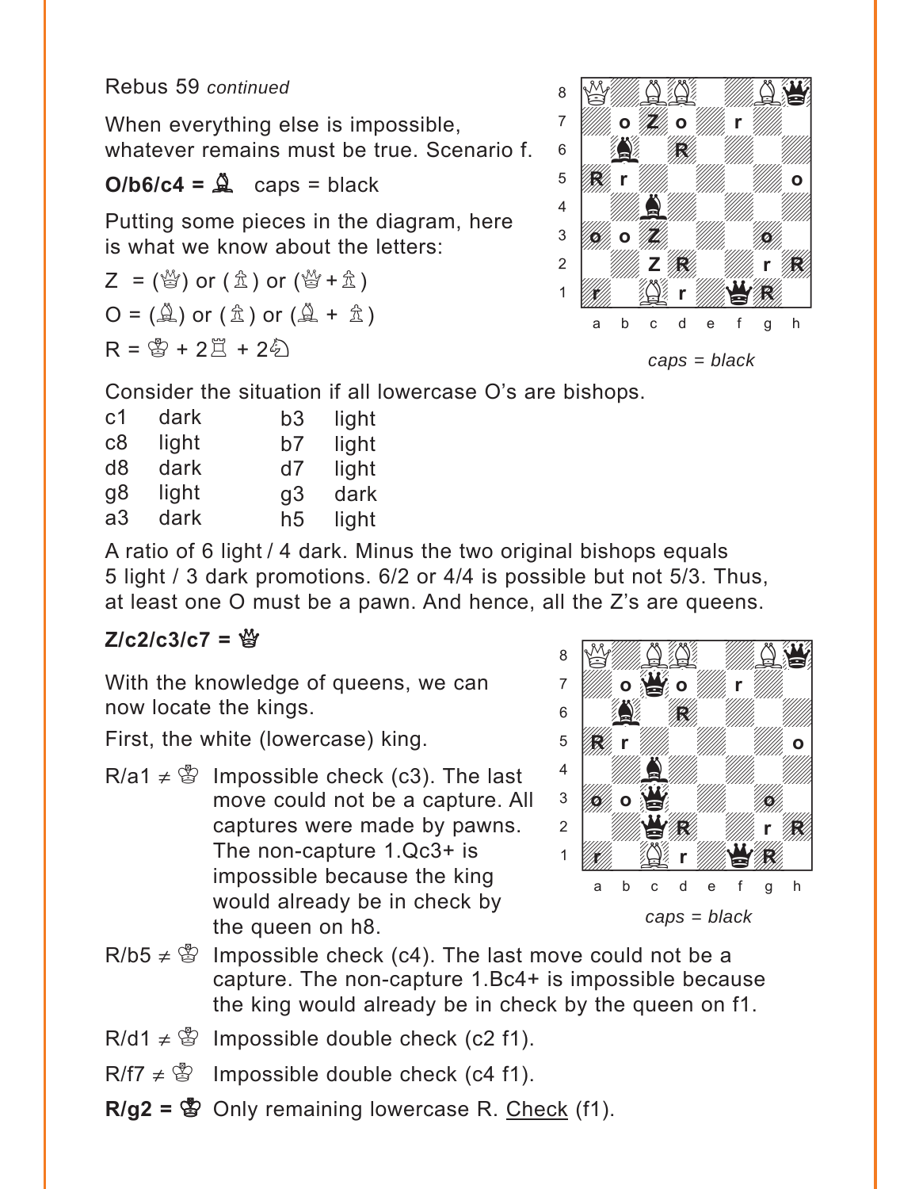Rebus 59 *continued*

When everything else is impossible, whatever remains must be true. Scenario f.

**O/b6/c4 = ♝** caps = black

Putting some pieces in the diagram, here is what we know about the letters:

Z = (♕) or (♙) or (♕ + ♙)

O = (♗) or (♙) or (♗ + ♙)

R = ♔ + 2♖ + 2♘

*caps = black*

Consider the situation if all lowercase O's are bishops.

| | | | |
|---|---|---|---|
| c1 | dark | b3 | light |
| c8 | light | b7 | light |
| d8 | dark | d7 | light |
| g8 | light | g3 | dark |
| a3 | dark | h5 | light |

A ratio of 6 light / 4 dark. Minus the two original bishops equals 5 light / 3 dark promotions. 6/2 or 4/4 is possible but not 5/3. Thus, at least one O must be a pawn. And hence, all the Z's are queens.

**Z/c2/c3/c7 = ♛**

With the knowledge of queens, we can now locate the kings.

First, the white (lowercase) king.

*caps = black*

R/a1 ≠ ♔ Impossible check (c3). The last move could not be a capture. All captures were made by pawns. The non-capture 1.Qc3+ is impossible because the king would already be in check by the queen on h8.

R/b5 ≠ ♔ Impossible check (c4). The last move could not be a capture. The non-capture 1.Bc4+ is impossible because the king would already be in check by the queen on f1.

R/d1 ≠ ♔ Impossible double check (c2 f1).

R/f7 ≠ ♔ Impossible double check (c4 f1).

**R/g2 = ♔** Only remaining lowercase R. <u>Check</u> (f1).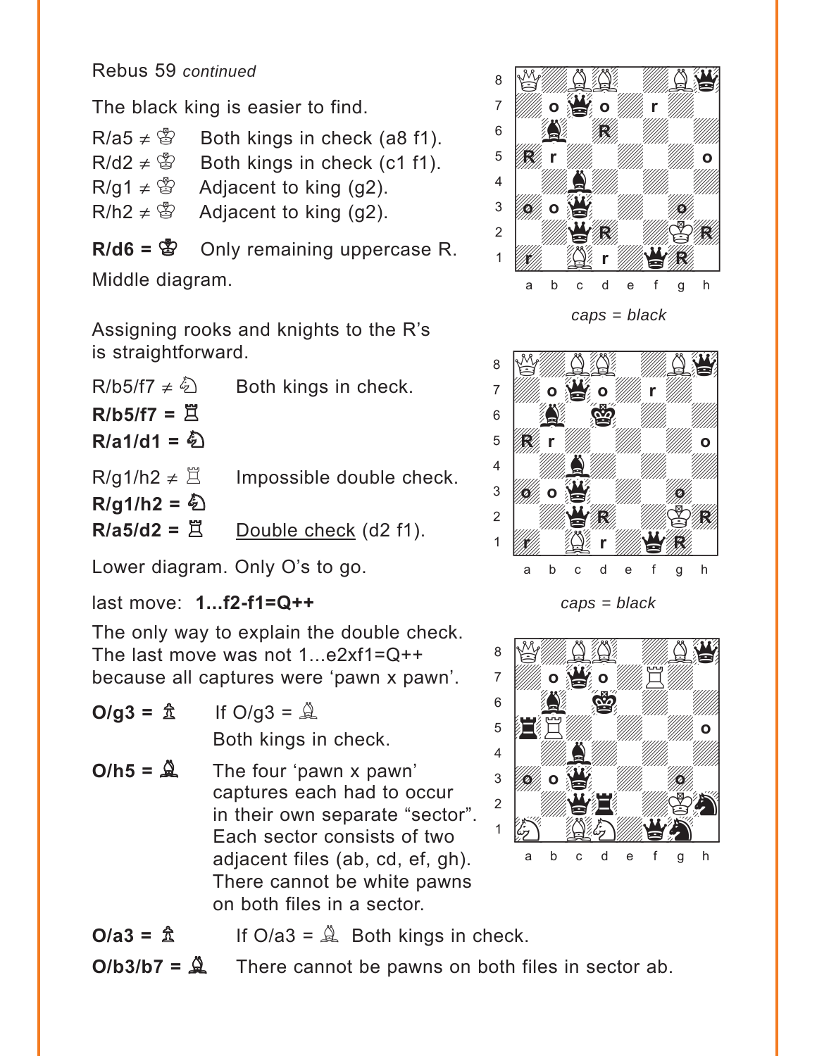Rebus 59 *continued*

The black king is easier to find.

R/a5 ≠ ♔ Both kings in check (a8 f1).
R/d2 ≠ ♔ Both kings in check (c1 f1).
R/g1 ≠ ♔ Adjacent to king (g2).
R/h2 ≠ ♔ Adjacent to king (g2).

**R/d6 = ♚** Only remaining uppercase R.

Middle diagram.

*caps = black*

Assigning rooks and knights to the R's is straightforward.

R/b5/f7 ≠ ♘ Both kings in check.
**R/b5/f7 = ♖**
**R/a1/d1 = ♘**

R/g1/h2 ≠ ♖ Impossible double check.
**R/g1/h2 = ♞**
**R/a5/d2 = ♜** Double check (d2 f1).

*caps = black*

Lower diagram. Only O's to go.

last move: **1...f2-f1=Q++**

The only way to explain the double check. The last move was not 1...e2xf1=Q++ because all captures were 'pawn x pawn'.

**O/g3 = ♙** If O/g3 = ♗ Both kings in check.

**O/h5 = ♝** The four 'pawn x pawn' captures each had to occur in their own separate "sector". Each sector consists of two adjacent files (ab, cd, ef, gh). There cannot be white pawns on both files in a sector.

**O/a3 = ♙** If O/a3 = ♗ Both kings in check.

**O/b3/b7 = ♝** There cannot be pawns on both files in sector ab.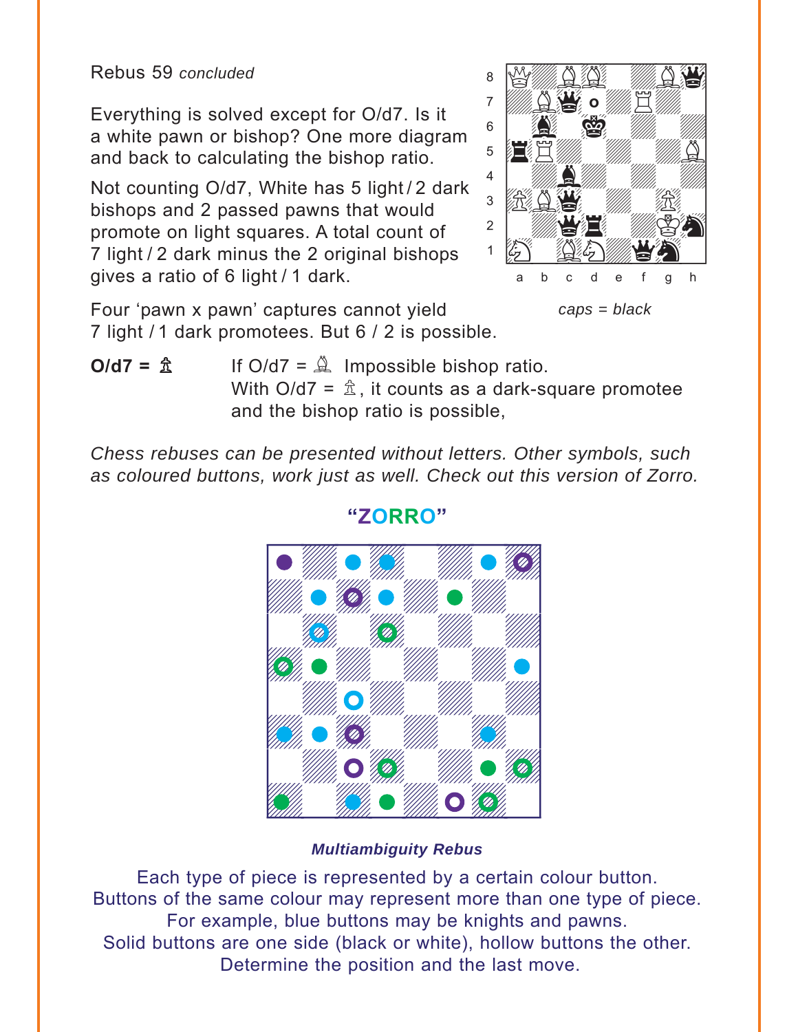Rebus 59 *concluded*

Everything is solved except for O/d7. Is it a white pawn or bishop? One more diagram and back to calculating the bishop ratio.

Not counting O/d7, White has 5 light / 2 dark bishops and 2 passed pawns that would promote on light squares. A total count of 7 light / 2 dark minus the 2 original bishops gives a ratio of 6 light / 1 dark.

*caps = black*

Four 'pawn x pawn' captures cannot yield 7 light / 1 dark promotees. But 6 / 2 is possible.

**O/d7 = ♙** If O/d7 = ♗ Impossible bishop ratio.
With O/d7 = ♙, it counts as a dark-square promotee and the bishop ratio is possible,

*Chess rebuses can be presented without letters. Other symbols, such as coloured buttons, work just as well. Check out this version of Zorro.*

## "ZORRO"

***Multiambiguity Rebus***

Each type of piece is represented by a certain colour button.
Buttons of the same colour may represent more than one type of piece.
For example, blue buttons may be knights and pawns.
Solid buttons are one side (black or white), hollow buttons the other.
Determine the position and the last move.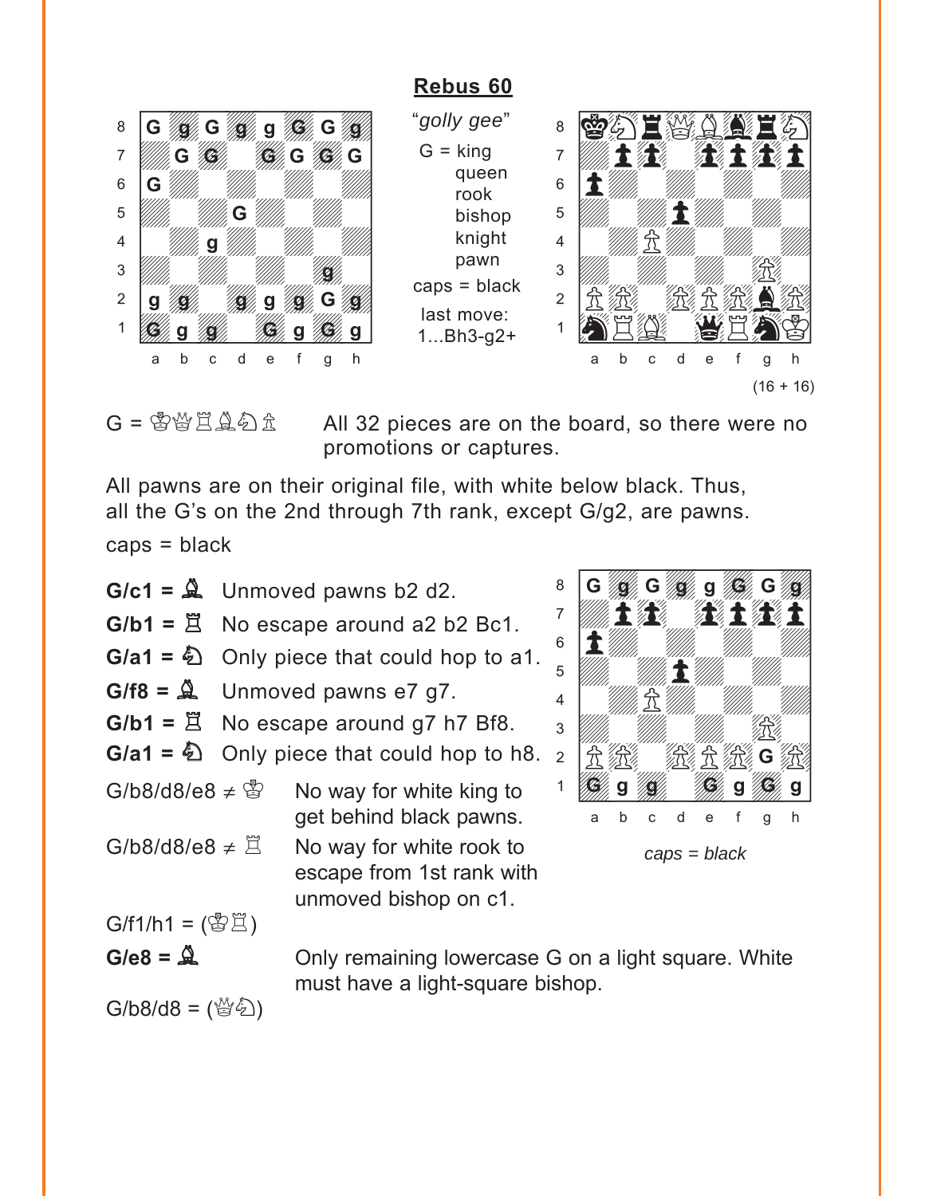## Rebus 60

*"golly gee"*

G = king
queen
rook
bishop
knight
pawn

caps = black

last move:
1...Bh3-g2+

(16 + 16)

G = ♔♕♖♗♘♙ — All 32 pieces are on the board, so there were no promotions or captures.

All pawns are on their original file, with white below black. Thus, all the G's on the 2nd through 7th rank, except G/g2, are pawns.

caps = black

**G/c1 = ♗** Unmoved pawns b2 d2.

**G/b1 = ♖** No escape around a2 b2 Bc1.

**G/a1 = ♘** Only piece that could hop to a1.

**G/f8 = ♝** Unmoved pawns e7 g7.

**G/b1 = ♜** No escape around g7 h7 Bf8.

**G/a1 = ♞** Only piece that could hop to h8.

G/b8/d8/e8 ≠ ♔ — No way for white king to get behind black pawns.

G/b8/d8/e8 ≠ ♖ — No way for white rook to escape from 1st rank with unmoved bishop on c1.

G/f1/h1 = (♔♖)

**G/e8 = ♗** — Only remaining lowercase G on a light square. White must have a light-square bishop.

G/b8/d8 = (♕♘)

*caps = black*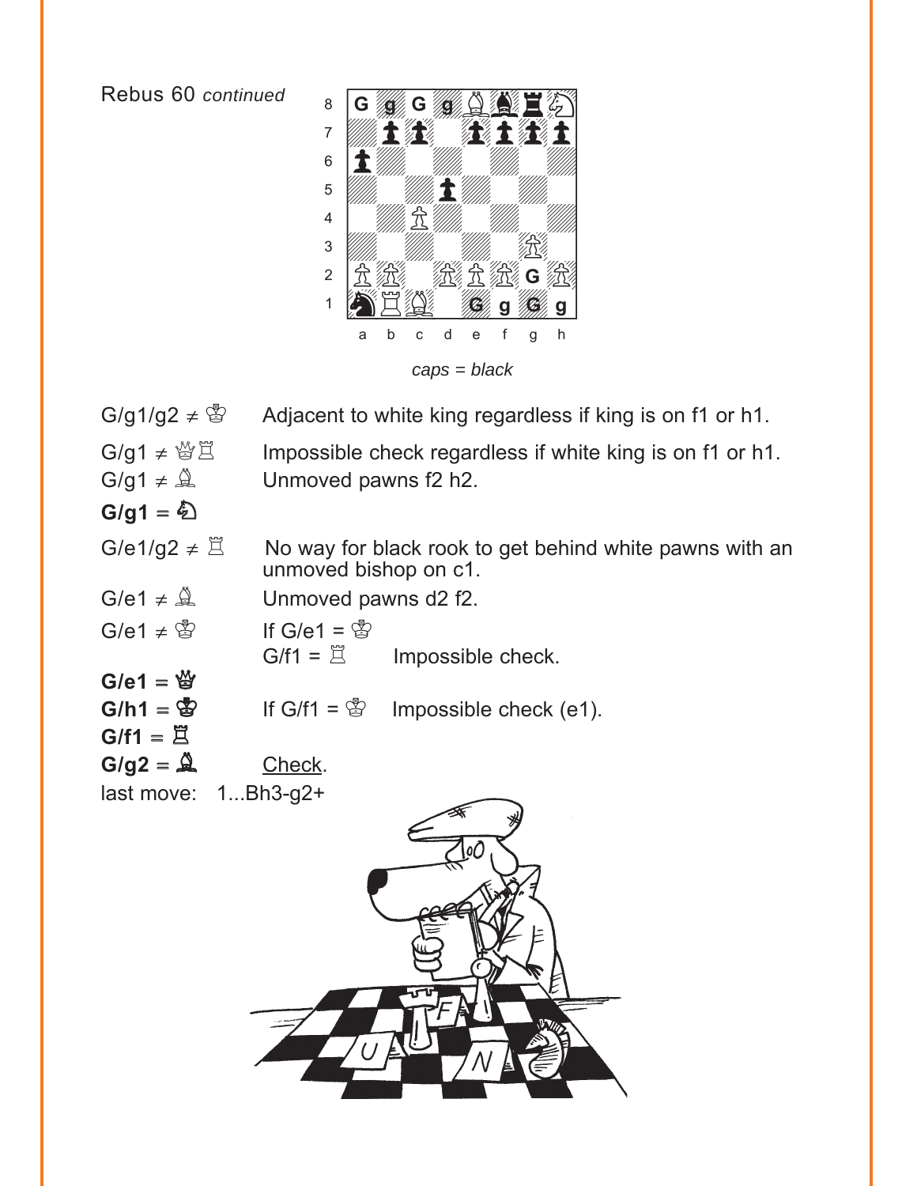Rebus 60 *continued*

*caps = black*

| | |
|---|---|
| G/g1/g2 ≠ ♔ | Adjacent to white king regardless if king is on f1 or h1. |
| G/g1 ≠ ♕♖ | Impossible check regardless if white king is on f1 or h1. |
| G/g1 ≠ ♗ | Unmoved pawns f2 h2. |
| **G/g1 = ♘** | |
| G/e1/g2 ≠ ♖ | No way for black rook to get behind white pawns with an unmoved bishop on c1. |
| G/e1 ≠ ♗ | Unmoved pawns d2 f2. |
| G/e1 ≠ ♔ | If G/e1 = ♔ G/f1 = ♖ Impossible check. |
| **G/e1 = ♛** | |
| **G/h1 = ♚** | If G/f1 = ♔ Impossible check (e1). |
| **G/f1 = ♜** | |
| **G/g2 = ♝** | Check. |

last move: 1...Bh3-g2+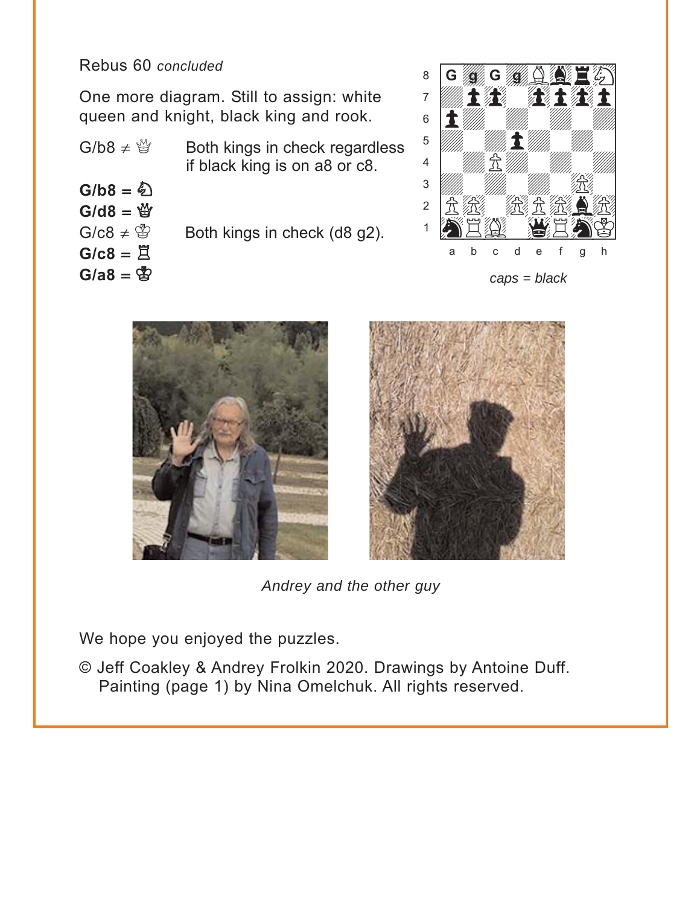Rebus 60 *concluded*

One more diagram. Still to assign: white queen and knight, black king and rook.

G/b8 ≠ ♕ Both kings in check regardless if black king is on a8 or c8.

**G/b8 = ♘**

**G/d8 = ♕**

G/c8 ≠ ♔ Both kings in check (d8 g2).

**G/c8 = ♖**

**G/a8 = ♔**

*caps = black*

*Andrey and the other guy*

We hope you enjoyed the puzzles.

© Jeff Coakley & Andrey Frolkin 2020. Drawings by Antoine Duff. Painting (page 1) by Nina Omelchuk. All rights reserved.